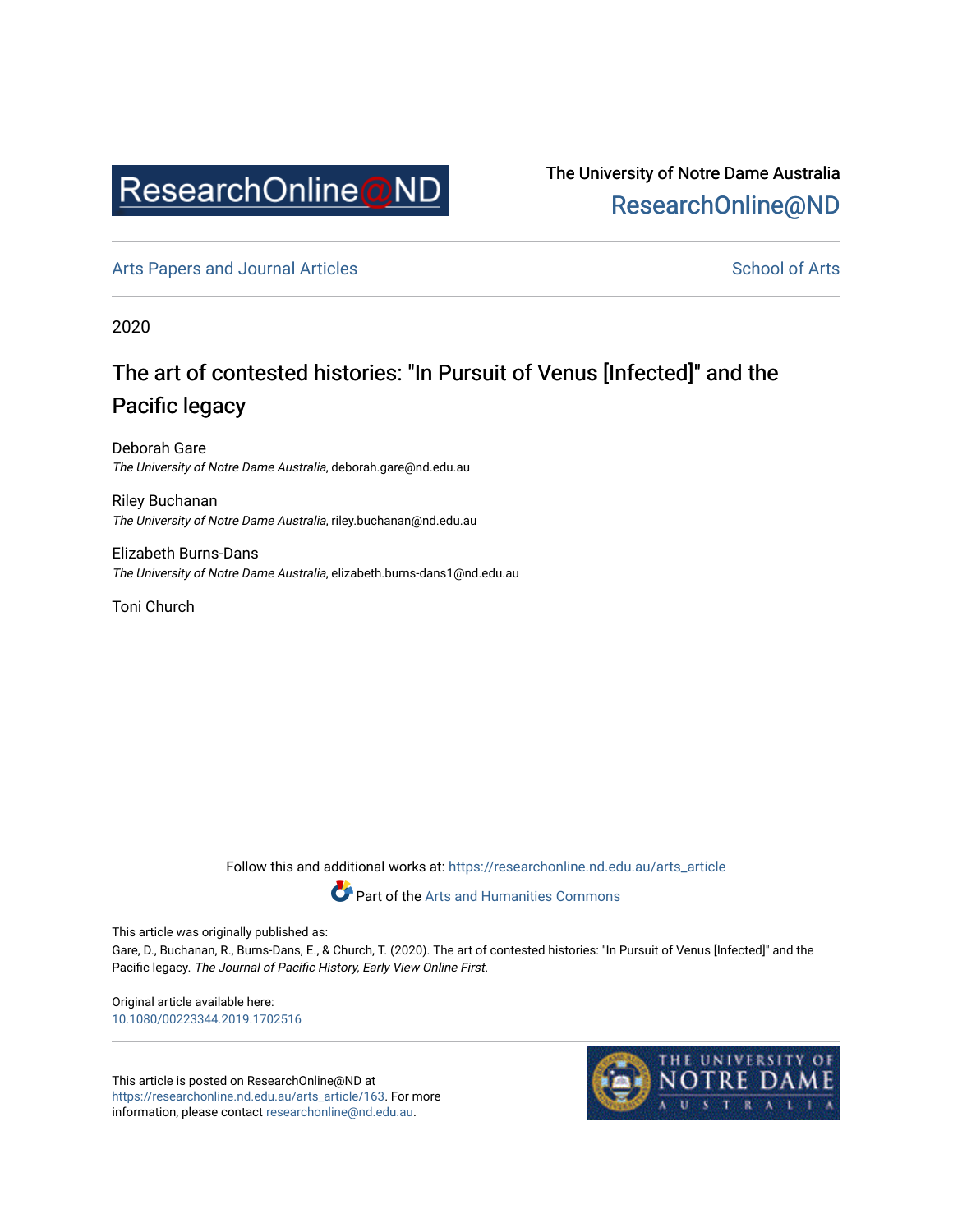ResearchOnline@ND

The University of Notre Dame Australia
ResearchOnline@ND

Arts Papers and Journal Articles | School of Arts

2020

# The art of contested histories: "In Pursuit of Venus [Infected]" and the Pacific legacy

Deborah Gare
*The University of Notre Dame Australia*, deborah.gare@nd.edu.au

Riley Buchanan
*The University of Notre Dame Australia*, riley.buchanan@nd.edu.au

Elizabeth Burns-Dans
*The University of Notre Dame Australia*, elizabeth.burns-dans1@nd.edu.au

Toni Church

Follow this and additional works at: https://researchonline.nd.edu.au/arts_article

Part of the Arts and Humanities Commons

This article was originally published as:
Gare, D., Buchanan, R., Burns-Dans, E., & Church, T. (2020). The art of contested histories: "In Pursuit of Venus [Infected]" and the Pacific legacy. *The Journal of Pacific History, Early View Online First.*

Original article available here:
10.1080/00223344.2019.1702516

This article is posted on ResearchOnline@ND at https://researchonline.nd.edu.au/arts_article/163. For more information, please contact researchonline@nd.edu.au.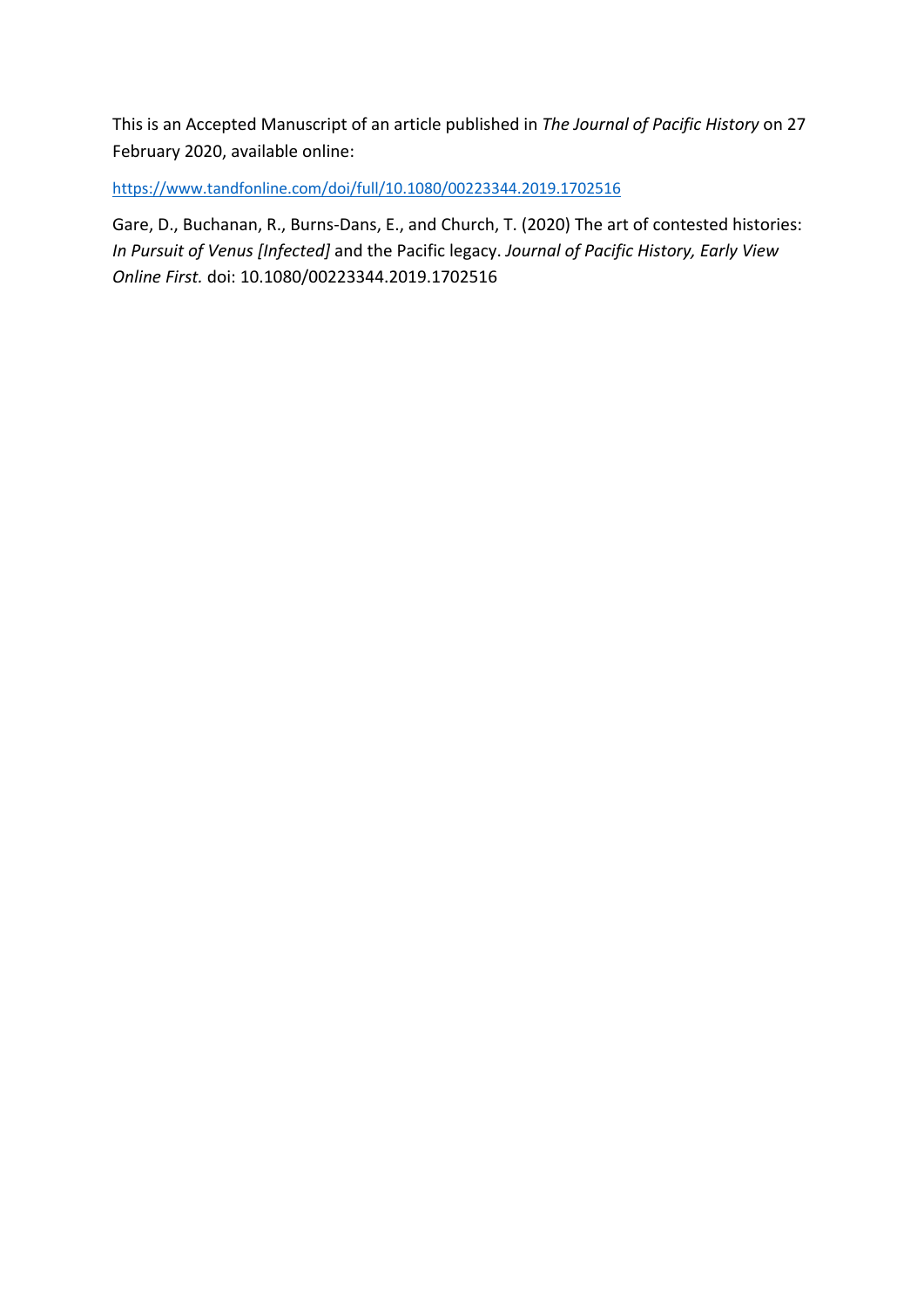This is an Accepted Manuscript of an article published in *The Journal of Pacific History* on 27 February 2020, available online:

https://www.tandfonline.com/doi/full/10.1080/00223344.2019.1702516

Gare, D., Buchanan, R., Burns-Dans, E., and Church, T. (2020) The art of contested histories: *In Pursuit of Venus [Infected]* and the Pacific legacy. *Journal of Pacific History, Early View Online First.* doi: 10.1080/00223344.2019.1702516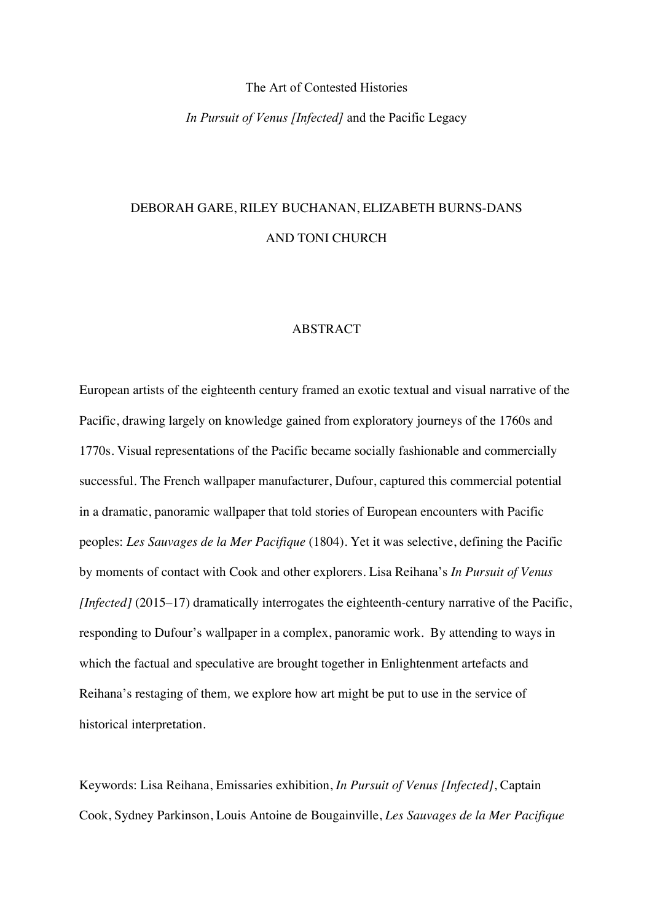# The Art of Contested Histories

## *In Pursuit of Venus [Infected]* and the Pacific Legacy

DEBORAH GARE, RILEY BUCHANAN, ELIZABETH BURNS-DANS AND TONI CHURCH

## ABSTRACT

European artists of the eighteenth century framed an exotic textual and visual narrative of the Pacific, drawing largely on knowledge gained from exploratory journeys of the 1760s and 1770s. Visual representations of the Pacific became socially fashionable and commercially successful. The French wallpaper manufacturer, Dufour, captured this commercial potential in a dramatic, panoramic wallpaper that told stories of European encounters with Pacific peoples: *Les Sauvages de la Mer Pacifique* (1804). Yet it was selective, defining the Pacific by moments of contact with Cook and other explorers. Lisa Reihana's *In Pursuit of Venus [Infected]* (2015–17) dramatically interrogates the eighteenth-century narrative of the Pacific, responding to Dufour's wallpaper in a complex, panoramic work. By attending to ways in which the factual and speculative are brought together in Enlightenment artefacts and Reihana's restaging of them, we explore how art might be put to use in the service of historical interpretation.

Keywords: Lisa Reihana, Emissaries exhibition, *In Pursuit of Venus [Infected]*, Captain Cook, Sydney Parkinson, Louis Antoine de Bougainville, *Les Sauvages de la Mer Pacifique*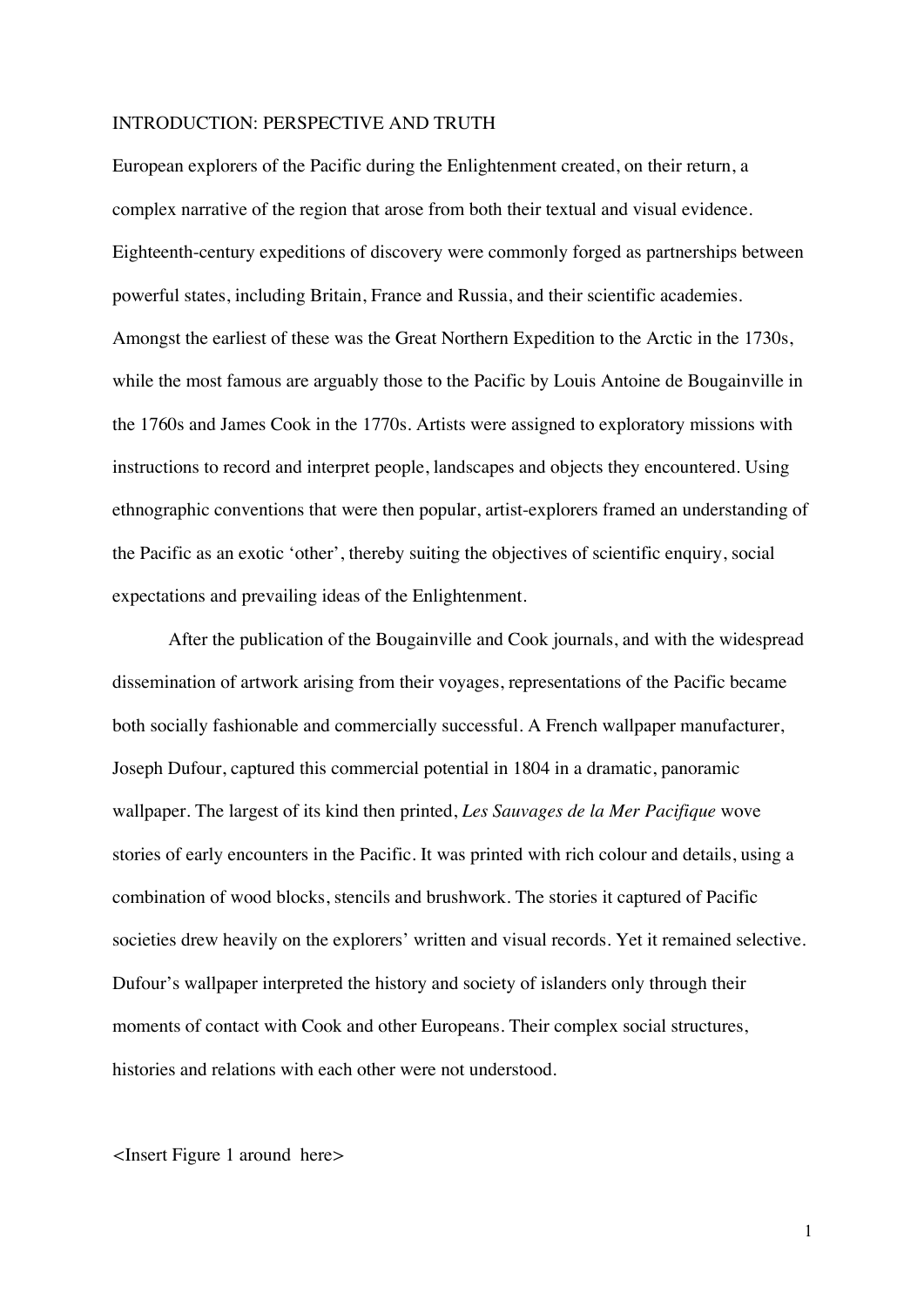# INTRODUCTION: PERSPECTIVE AND TRUTH

European explorers of the Pacific during the Enlightenment created, on their return, a complex narrative of the region that arose from both their textual and visual evidence. Eighteenth-century expeditions of discovery were commonly forged as partnerships between powerful states, including Britain, France and Russia, and their scientific academies. Amongst the earliest of these was the Great Northern Expedition to the Arctic in the 1730s, while the most famous are arguably those to the Pacific by Louis Antoine de Bougainville in the 1760s and James Cook in the 1770s. Artists were assigned to exploratory missions with instructions to record and interpret people, landscapes and objects they encountered. Using ethnographic conventions that were then popular, artist-explorers framed an understanding of the Pacific as an exotic 'other', thereby suiting the objectives of scientific enquiry, social expectations and prevailing ideas of the Enlightenment.

After the publication of the Bougainville and Cook journals, and with the widespread dissemination of artwork arising from their voyages, representations of the Pacific became both socially fashionable and commercially successful. A French wallpaper manufacturer, Joseph Dufour, captured this commercial potential in 1804 in a dramatic, panoramic wallpaper. The largest of its kind then printed, *Les Sauvages de la Mer Pacifique* wove stories of early encounters in the Pacific. It was printed with rich colour and details, using a combination of wood blocks, stencils and brushwork. The stories it captured of Pacific societies drew heavily on the explorers' written and visual records. Yet it remained selective. Dufour's wallpaper interpreted the history and society of islanders only through their moments of contact with Cook and other Europeans. Their complex social structures, histories and relations with each other were not understood.

<Insert Figure 1 around here>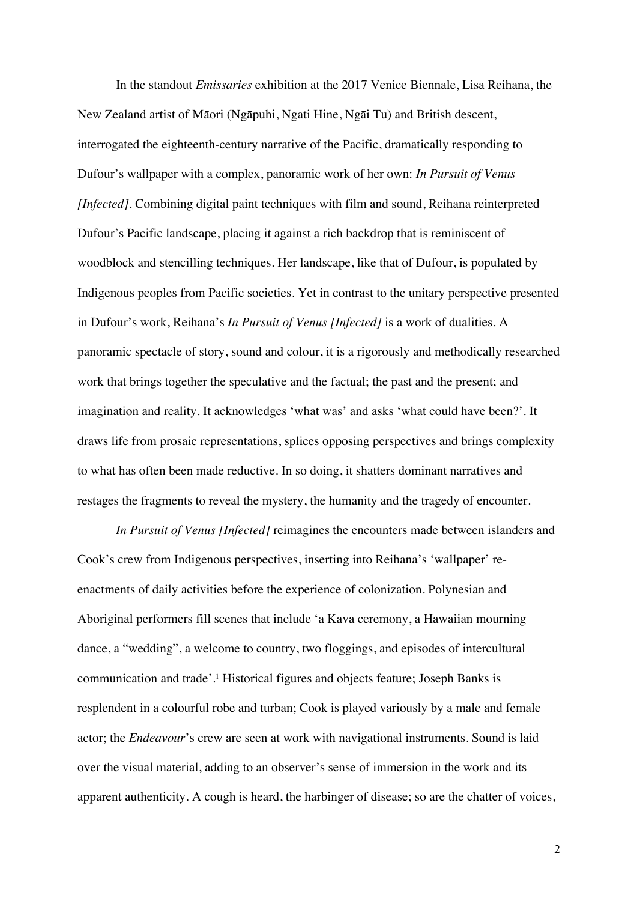In the standout *Emissaries* exhibition at the 2017 Venice Biennale, Lisa Reihana, the New Zealand artist of Māori (Ngāpuhi, Ngati Hine, Ngāi Tu) and British descent, interrogated the eighteenth-century narrative of the Pacific, dramatically responding to Dufour's wallpaper with a complex, panoramic work of her own: *In Pursuit of Venus [Infected]*. Combining digital paint techniques with film and sound, Reihana reinterpreted Dufour's Pacific landscape, placing it against a rich backdrop that is reminiscent of woodblock and stencilling techniques. Her landscape, like that of Dufour, is populated by Indigenous peoples from Pacific societies. Yet in contrast to the unitary perspective presented in Dufour's work, Reihana's *In Pursuit of Venus [Infected]* is a work of dualities. A panoramic spectacle of story, sound and colour, it is a rigorously and methodically researched work that brings together the speculative and the factual; the past and the present; and imagination and reality. It acknowledges 'what was' and asks 'what could have been?'. It draws life from prosaic representations, splices opposing perspectives and brings complexity to what has often been made reductive. In so doing, it shatters dominant narratives and restages the fragments to reveal the mystery, the humanity and the tragedy of encounter.

*In Pursuit of Venus [Infected]* reimagines the encounters made between islanders and Cook's crew from Indigenous perspectives, inserting into Reihana's 'wallpaper' re-enactments of daily activities before the experience of colonization. Polynesian and Aboriginal performers fill scenes that include 'a Kava ceremony, a Hawaiian mourning dance, a "wedding", a welcome to country, two floggings, and episodes of intercultural communication and trade'.[1] Historical figures and objects feature; Joseph Banks is resplendent in a colourful robe and turban; Cook is played variously by a male and female actor; the *Endeavour*'s crew are seen at work with navigational instruments. Sound is laid over the visual material, adding to an observer's sense of immersion in the work and its apparent authenticity. A cough is heard, the harbinger of disease; so are the chatter of voices,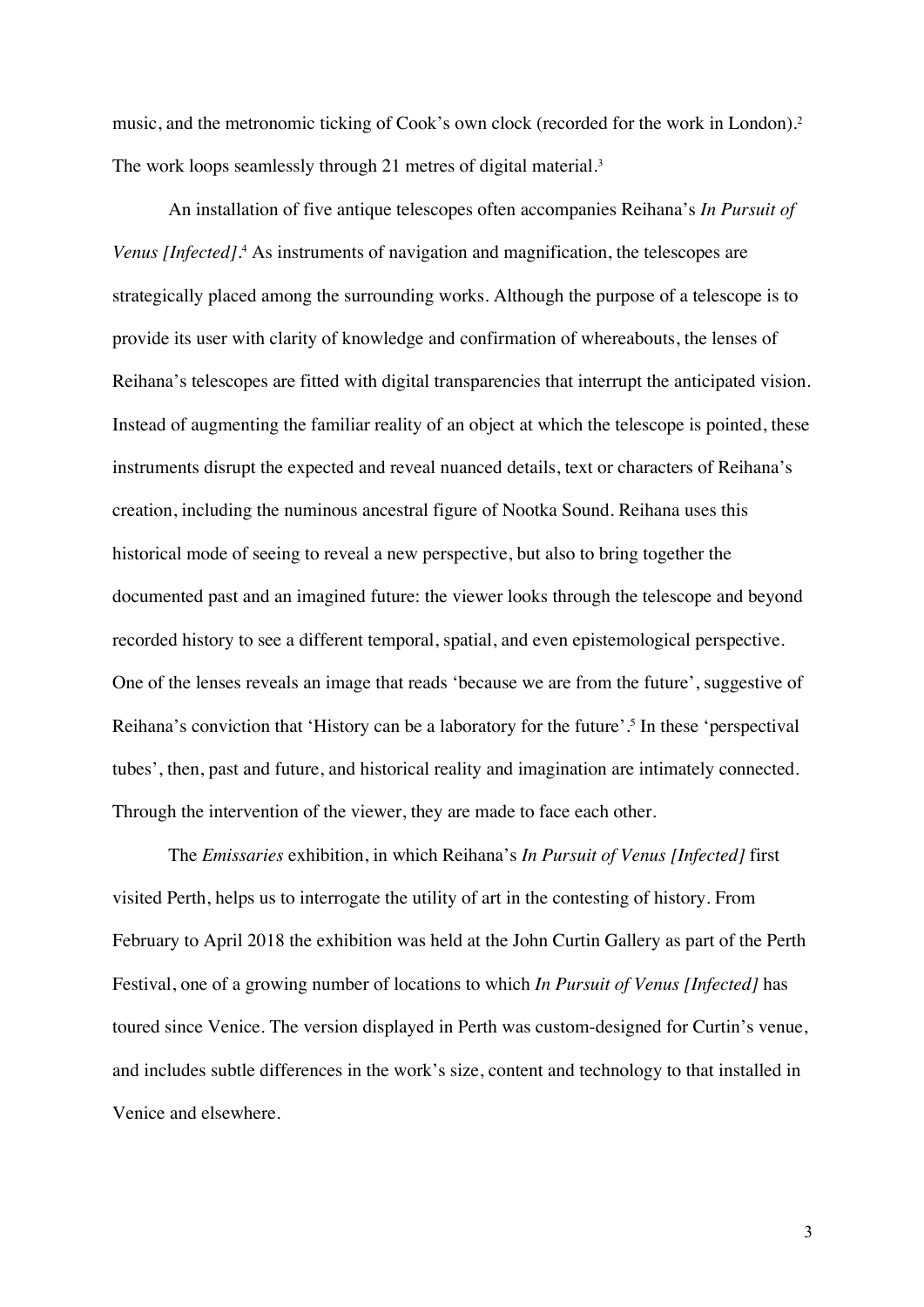music, and the metronomic ticking of Cook's own clock (recorded for the work in London).[2] The work loops seamlessly through 21 metres of digital material.[3]

An installation of five antique telescopes often accompanies Reihana's *In Pursuit of Venus [Infected]*.[4] As instruments of navigation and magnification, the telescopes are strategically placed among the surrounding works. Although the purpose of a telescope is to provide its user with clarity of knowledge and confirmation of whereabouts, the lenses of Reihana's telescopes are fitted with digital transparencies that interrupt the anticipated vision. Instead of augmenting the familiar reality of an object at which the telescope is pointed, these instruments disrupt the expected and reveal nuanced details, text or characters of Reihana's creation, including the numinous ancestral figure of Nootka Sound. Reihana uses this historical mode of seeing to reveal a new perspective, but also to bring together the documented past and an imagined future: the viewer looks through the telescope and beyond recorded history to see a different temporal, spatial, and even epistemological perspective. One of the lenses reveals an image that reads 'because we are from the future', suggestive of Reihana's conviction that 'History can be a laboratory for the future'.[5] In these 'perspectival tubes', then, past and future, and historical reality and imagination are intimately connected. Through the intervention of the viewer, they are made to face each other.

The *Emissaries* exhibition, in which Reihana's *In Pursuit of Venus [Infected]* first visited Perth, helps us to interrogate the utility of art in the contesting of history. From February to April 2018 the exhibition was held at the John Curtin Gallery as part of the Perth Festival, one of a growing number of locations to which *In Pursuit of Venus [Infected]* has toured since Venice. The version displayed in Perth was custom-designed for Curtin's venue, and includes subtle differences in the work's size, content and technology to that installed in Venice and elsewhere.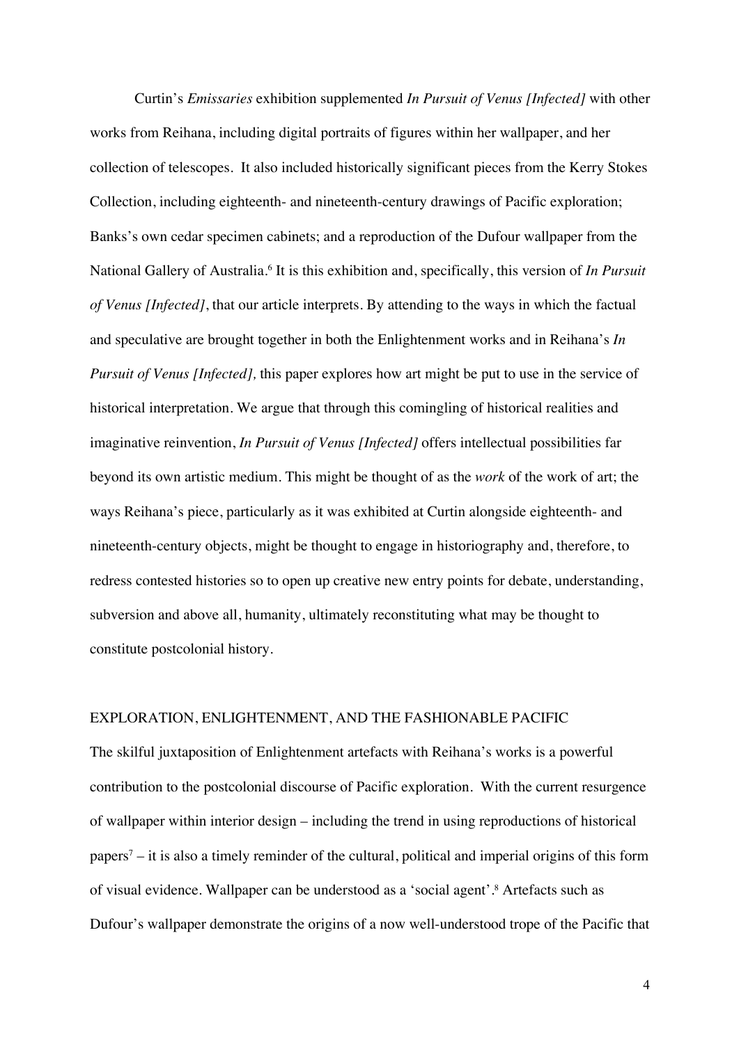Curtin's *Emissaries* exhibition supplemented *In Pursuit of Venus [Infected]* with other works from Reihana, including digital portraits of figures within her wallpaper, and her collection of telescopes. It also included historically significant pieces from the Kerry Stokes Collection, including eighteenth- and nineteenth-century drawings of Pacific exploration; Banks's own cedar specimen cabinets; and a reproduction of the Dufour wallpaper from the National Gallery of Australia.[6] It is this exhibition and, specifically, this version of *In Pursuit of Venus [Infected]*, that our article interprets. By attending to the ways in which the factual and speculative are brought together in both the Enlightenment works and in Reihana's *In Pursuit of Venus [Infected],* this paper explores how art might be put to use in the service of historical interpretation. We argue that through this comingling of historical realities and imaginative reinvention, *In Pursuit of Venus [Infected]* offers intellectual possibilities far beyond its own artistic medium. This might be thought of as the *work* of the work of art; the ways Reihana's piece, particularly as it was exhibited at Curtin alongside eighteenth- and nineteenth-century objects, might be thought to engage in historiography and, therefore, to redress contested histories so to open up creative new entry points for debate, understanding, subversion and above all, humanity, ultimately reconstituting what may be thought to constitute postcolonial history.

## EXPLORATION, ENLIGHTENMENT, AND THE FASHIONABLE PACIFIC

The skilful juxtaposition of Enlightenment artefacts with Reihana's works is a powerful contribution to the postcolonial discourse of Pacific exploration. With the current resurgence of wallpaper within interior design – including the trend in using reproductions of historical papers[7] – it is also a timely reminder of the cultural, political and imperial origins of this form of visual evidence. Wallpaper can be understood as a 'social agent'.[8] Artefacts such as Dufour's wallpaper demonstrate the origins of a now well-understood trope of the Pacific that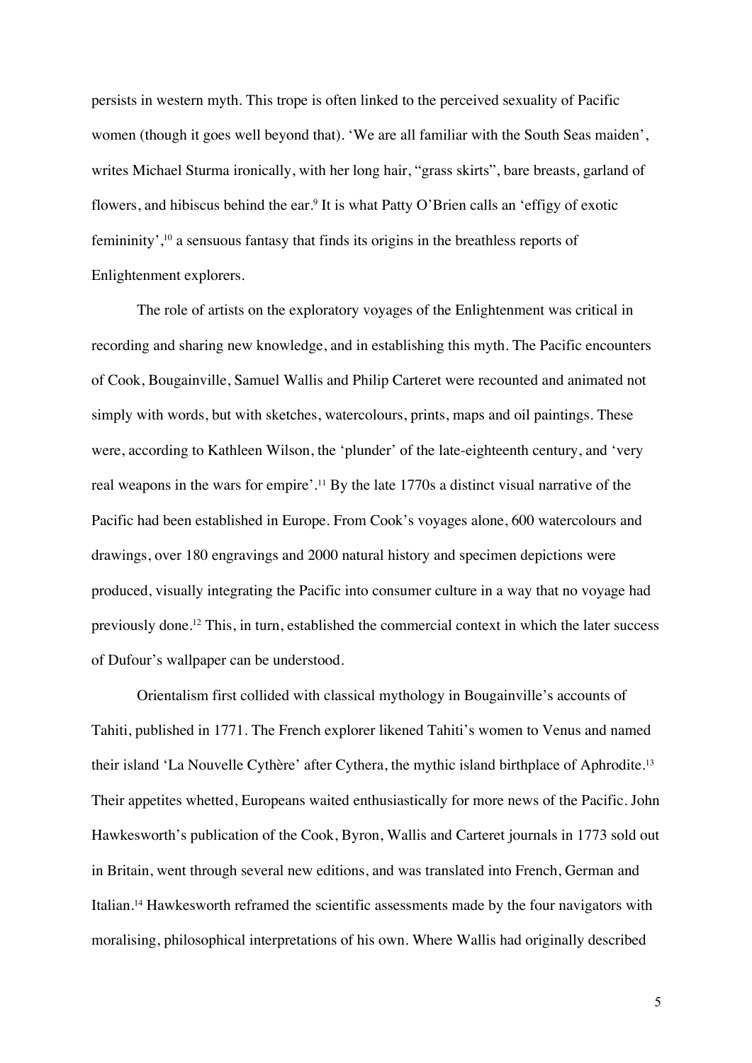persists in western myth. This trope is often linked to the perceived sexuality of Pacific women (though it goes well beyond that). 'We are all familiar with the South Seas maiden', writes Michael Sturma ironically, with her long hair, "grass skirts", bare breasts, garland of flowers, and hibiscus behind the ear.[9] It is what Patty O'Brien calls an 'effigy of exotic femininity',[10] a sensuous fantasy that finds its origins in the breathless reports of Enlightenment explorers.

The role of artists on the exploratory voyages of the Enlightenment was critical in recording and sharing new knowledge, and in establishing this myth. The Pacific encounters of Cook, Bougainville, Samuel Wallis and Philip Carteret were recounted and animated not simply with words, but with sketches, watercolours, prints, maps and oil paintings. These were, according to Kathleen Wilson, the 'plunder' of the late-eighteenth century, and 'very real weapons in the wars for empire'.[11] By the late 1770s a distinct visual narrative of the Pacific had been established in Europe. From Cook's voyages alone, 600 watercolours and drawings, over 180 engravings and 2000 natural history and specimen depictions were produced, visually integrating the Pacific into consumer culture in a way that no voyage had previously done.[12] This, in turn, established the commercial context in which the later success of Dufour's wallpaper can be understood.

Orientalism first collided with classical mythology in Bougainville's accounts of Tahiti, published in 1771. The French explorer likened Tahiti's women to Venus and named their island 'La Nouvelle Cythère' after Cythera, the mythic island birthplace of Aphrodite.[13] Their appetites whetted, Europeans waited enthusiastically for more news of the Pacific. John Hawkesworth's publication of the Cook, Byron, Wallis and Carteret journals in 1773 sold out in Britain, went through several new editions, and was translated into French, German and Italian.[14] Hawkesworth reframed the scientific assessments made by the four navigators with moralising, philosophical interpretations of his own. Where Wallis had originally described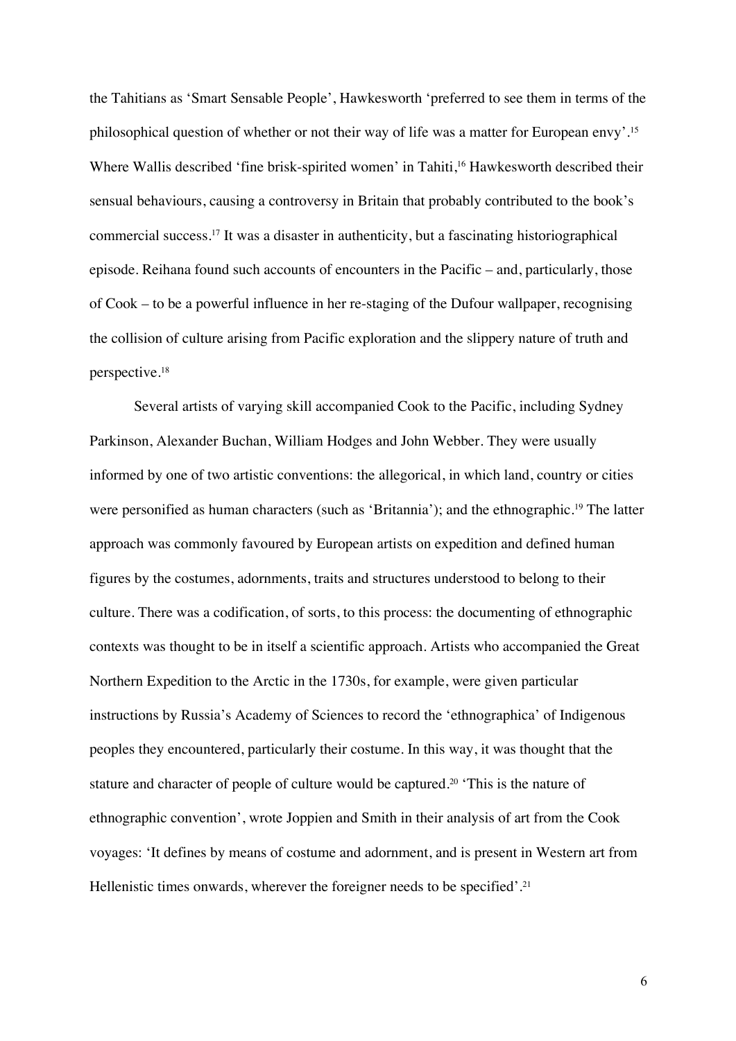the Tahitians as 'Smart Sensable People', Hawkesworth 'preferred to see them in terms of the philosophical question of whether or not their way of life was a matter for European envy'.[15] Where Wallis described 'fine brisk-spirited women' in Tahiti,[16] Hawkesworth described their sensual behaviours, causing a controversy in Britain that probably contributed to the book's commercial success.[17] It was a disaster in authenticity, but a fascinating historiographical episode. Reihana found such accounts of encounters in the Pacific – and, particularly, those of Cook – to be a powerful influence in her re-staging of the Dufour wallpaper, recognising the collision of culture arising from Pacific exploration and the slippery nature of truth and perspective.[18]

Several artists of varying skill accompanied Cook to the Pacific, including Sydney Parkinson, Alexander Buchan, William Hodges and John Webber. They were usually informed by one of two artistic conventions: the allegorical, in which land, country or cities were personified as human characters (such as 'Britannia'); and the ethnographic.[19] The latter approach was commonly favoured by European artists on expedition and defined human figures by the costumes, adornments, traits and structures understood to belong to their culture. There was a codification, of sorts, to this process: the documenting of ethnographic contexts was thought to be in itself a scientific approach. Artists who accompanied the Great Northern Expedition to the Arctic in the 1730s, for example, were given particular instructions by Russia's Academy of Sciences to record the 'ethnographica' of Indigenous peoples they encountered, particularly their costume. In this way, it was thought that the stature and character of people of culture would be captured.[20] 'This is the nature of ethnographic convention', wrote Joppien and Smith in their analysis of art from the Cook voyages: 'It defines by means of costume and adornment, and is present in Western art from Hellenistic times onwards, wherever the foreigner needs to be specified'.[21]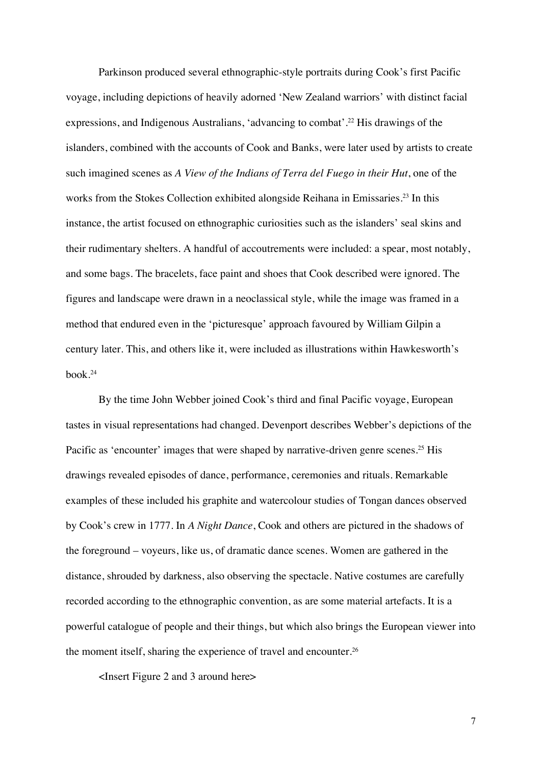Parkinson produced several ethnographic-style portraits during Cook's first Pacific voyage, including depictions of heavily adorned 'New Zealand warriors' with distinct facial expressions, and Indigenous Australians, 'advancing to combat'.[22] His drawings of the islanders, combined with the accounts of Cook and Banks, were later used by artists to create such imagined scenes as *A View of the Indians of Terra del Fuego in their Hut*, one of the works from the Stokes Collection exhibited alongside Reihana in Emissaries.[23] In this instance, the artist focused on ethnographic curiosities such as the islanders' seal skins and their rudimentary shelters. A handful of accoutrements were included: a spear, most notably, and some bags. The bracelets, face paint and shoes that Cook described were ignored. The figures and landscape were drawn in a neoclassical style, while the image was framed in a method that endured even in the 'picturesque' approach favoured by William Gilpin a century later. This, and others like it, were included as illustrations within Hawkesworth's book.[24]

By the time John Webber joined Cook's third and final Pacific voyage, European tastes in visual representations had changed. Devenport describes Webber's depictions of the Pacific as 'encounter' images that were shaped by narrative-driven genre scenes.[25] His drawings revealed episodes of dance, performance, ceremonies and rituals. Remarkable examples of these included his graphite and watercolour studies of Tongan dances observed by Cook's crew in 1777. In *A Night Dance*, Cook and others are pictured in the shadows of the foreground – voyeurs, like us, of dramatic dance scenes. Women are gathered in the distance, shrouded by darkness, also observing the spectacle. Native costumes are carefully recorded according to the ethnographic convention, as are some material artefacts. It is a powerful catalogue of people and their things, but which also brings the European viewer into the moment itself, sharing the experience of travel and encounter.[26]

<Insert Figure 2 and 3 around here>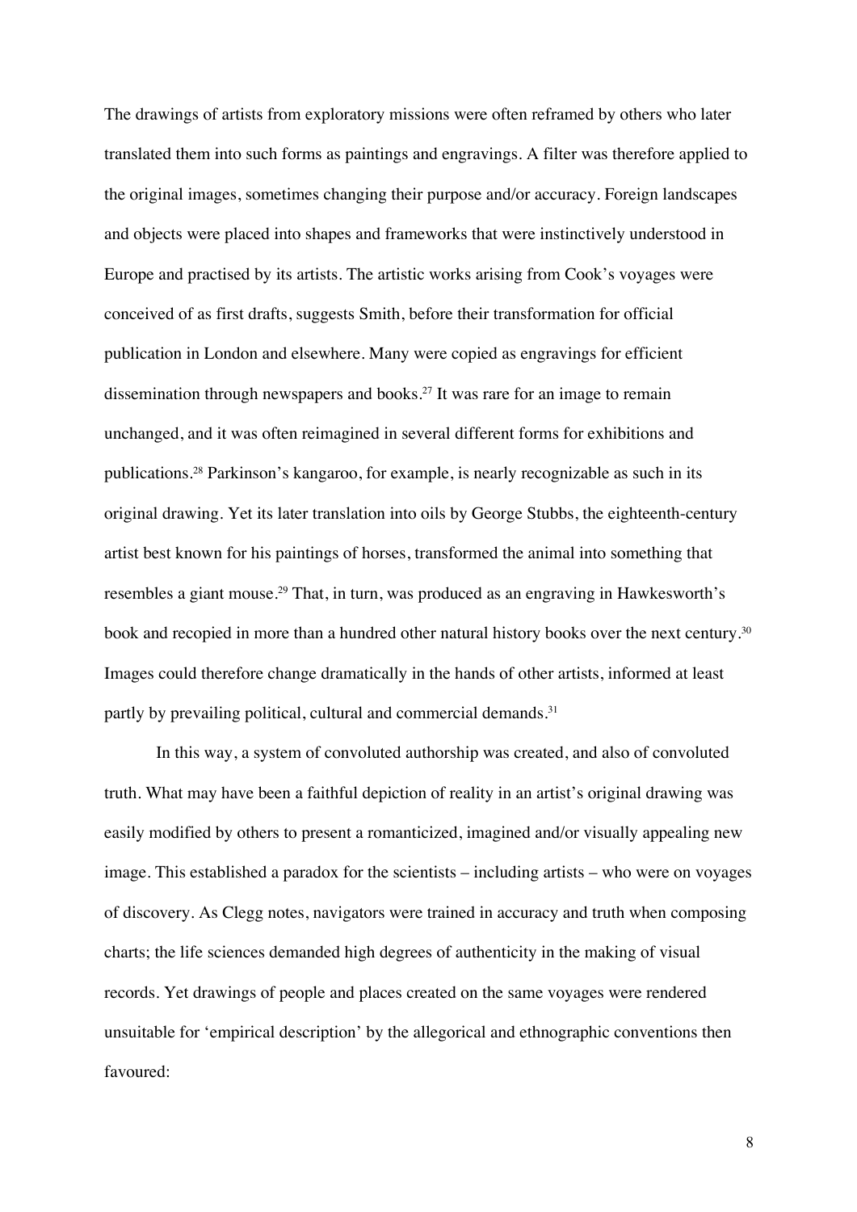The drawings of artists from exploratory missions were often reframed by others who later translated them into such forms as paintings and engravings. A filter was therefore applied to the original images, sometimes changing their purpose and/or accuracy. Foreign landscapes and objects were placed into shapes and frameworks that were instinctively understood in Europe and practised by its artists. The artistic works arising from Cook's voyages were conceived of as first drafts, suggests Smith, before their transformation for official publication in London and elsewhere. Many were copied as engravings for efficient dissemination through newspapers and books.[27] It was rare for an image to remain unchanged, and it was often reimagined in several different forms for exhibitions and publications.[28] Parkinson's kangaroo, for example, is nearly recognizable as such in its original drawing. Yet its later translation into oils by George Stubbs, the eighteenth-century artist best known for his paintings of horses, transformed the animal into something that resembles a giant mouse.[29] That, in turn, was produced as an engraving in Hawkesworth's book and recopied in more than a hundred other natural history books over the next century.[30] Images could therefore change dramatically in the hands of other artists, informed at least partly by prevailing political, cultural and commercial demands.[31]

In this way, a system of convoluted authorship was created, and also of convoluted truth. What may have been a faithful depiction of reality in an artist's original drawing was easily modified by others to present a romanticized, imagined and/or visually appealing new image. This established a paradox for the scientists – including artists – who were on voyages of discovery. As Clegg notes, navigators were trained in accuracy and truth when composing charts; the life sciences demanded high degrees of authenticity in the making of visual records. Yet drawings of people and places created on the same voyages were rendered unsuitable for 'empirical description' by the allegorical and ethnographic conventions then favoured: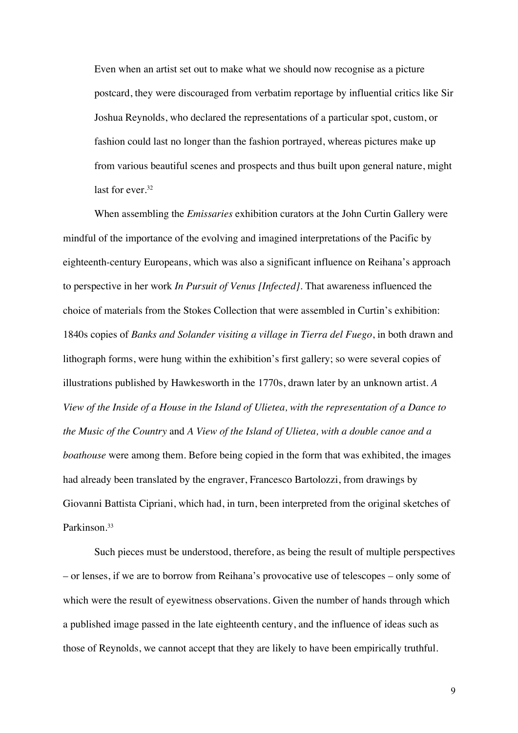> Even when an artist set out to make what we should now recognise as a picture postcard, they were discouraged from verbatim reportage by influential critics like Sir Joshua Reynolds, who declared the representations of a particular spot, custom, or fashion could last no longer than the fashion portrayed, whereas pictures make up from various beautiful scenes and prospects and thus built upon general nature, might last for ever.[32]

When assembling the *Emissaries* exhibition curators at the John Curtin Gallery were mindful of the importance of the evolving and imagined interpretations of the Pacific by eighteenth-century Europeans, which was also a significant influence on Reihana's approach to perspective in her work *In Pursuit of Venus [Infected]*. That awareness influenced the choice of materials from the Stokes Collection that were assembled in Curtin's exhibition: 1840s copies of *Banks and Solander visiting a village in Tierra del Fuego*, in both drawn and lithograph forms, were hung within the exhibition's first gallery; so were several copies of illustrations published by Hawkesworth in the 1770s, drawn later by an unknown artist. *A View of the Inside of a House in the Island of Ulietea, with the representation of a Dance to the Music of the Country* and *A View of the Island of Ulietea, with a double canoe and a boathouse* were among them. Before being copied in the form that was exhibited, the images had already been translated by the engraver, Francesco Bartolozzi, from drawings by Giovanni Battista Cipriani, which had, in turn, been interpreted from the original sketches of Parkinson.[33]

Such pieces must be understood, therefore, as being the result of multiple perspectives – or lenses, if we are to borrow from Reihana's provocative use of telescopes – only some of which were the result of eyewitness observations. Given the number of hands through which a published image passed in the late eighteenth century, and the influence of ideas such as those of Reynolds, we cannot accept that they are likely to have been empirically truthful.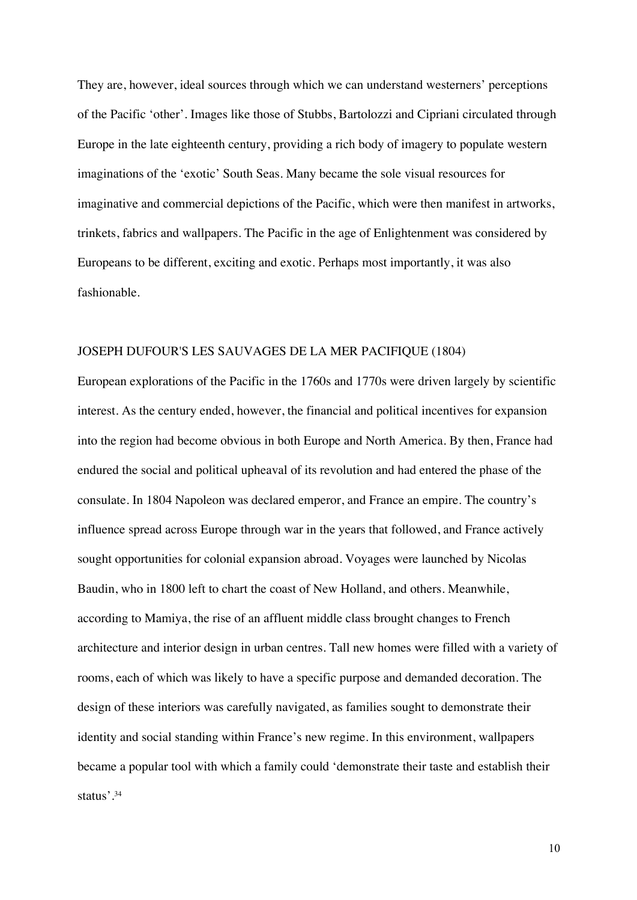They are, however, ideal sources through which we can understand westerners' perceptions of the Pacific 'other'. Images like those of Stubbs, Bartolozzi and Cipriani circulated through Europe in the late eighteenth century, providing a rich body of imagery to populate western imaginations of the 'exotic' South Seas. Many became the sole visual resources for imaginative and commercial depictions of the Pacific, which were then manifest in artworks, trinkets, fabrics and wallpapers. The Pacific in the age of Enlightenment was considered by Europeans to be different, exciting and exotic. Perhaps most importantly, it was also fashionable.

## JOSEPH DUFOUR'S LES SAUVAGES DE LA MER PACIFIQUE (1804)

European explorations of the Pacific in the 1760s and 1770s were driven largely by scientific interest. As the century ended, however, the financial and political incentives for expansion into the region had become obvious in both Europe and North America. By then, France had endured the social and political upheaval of its revolution and had entered the phase of the consulate. In 1804 Napoleon was declared emperor, and France an empire. The country's influence spread across Europe through war in the years that followed, and France actively sought opportunities for colonial expansion abroad. Voyages were launched by Nicolas Baudin, who in 1800 left to chart the coast of New Holland, and others. Meanwhile, according to Mamiya, the rise of an affluent middle class brought changes to French architecture and interior design in urban centres. Tall new homes were filled with a variety of rooms, each of which was likely to have a specific purpose and demanded decoration. The design of these interiors was carefully navigated, as families sought to demonstrate their identity and social standing within France's new regime. In this environment, wallpapers became a popular tool with which a family could 'demonstrate their taste and establish their status'.[34]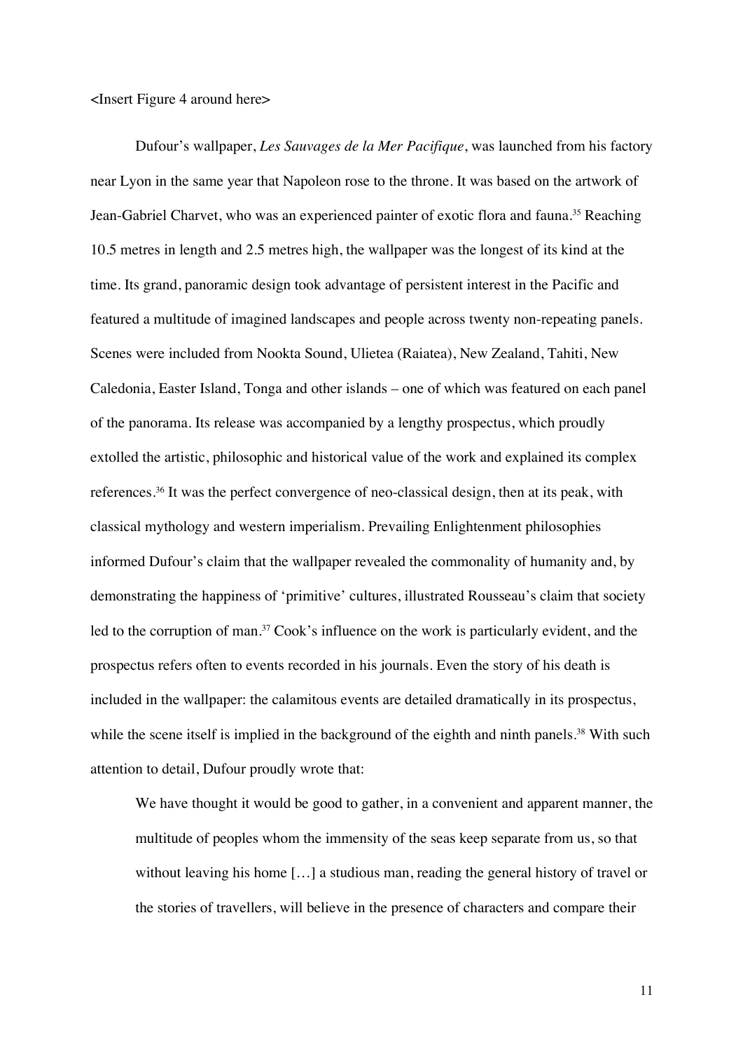<Insert Figure 4 around here>

Dufour's wallpaper, *Les Sauvages de la Mer Pacifique*, was launched from his factory near Lyon in the same year that Napoleon rose to the throne. It was based on the artwork of Jean-Gabriel Charvet, who was an experienced painter of exotic flora and fauna.[35] Reaching 10.5 metres in length and 2.5 metres high, the wallpaper was the longest of its kind at the time. Its grand, panoramic design took advantage of persistent interest in the Pacific and featured a multitude of imagined landscapes and people across twenty non-repeating panels. Scenes were included from Nookta Sound, Ulietea (Raiatea), New Zealand, Tahiti, New Caledonia, Easter Island, Tonga and other islands – one of which was featured on each panel of the panorama. Its release was accompanied by a lengthy prospectus, which proudly extolled the artistic, philosophic and historical value of the work and explained its complex references.[36] It was the perfect convergence of neo-classical design, then at its peak, with classical mythology and western imperialism. Prevailing Enlightenment philosophies informed Dufour's claim that the wallpaper revealed the commonality of humanity and, by demonstrating the happiness of 'primitive' cultures, illustrated Rousseau's claim that society led to the corruption of man.[37] Cook's influence on the work is particularly evident, and the prospectus refers often to events recorded in his journals. Even the story of his death is included in the wallpaper: the calamitous events are detailed dramatically in its prospectus, while the scene itself is implied in the background of the eighth and ninth panels.[38] With such attention to detail, Dufour proudly wrote that:

> We have thought it would be good to gather, in a convenient and apparent manner, the multitude of peoples whom the immensity of the seas keep separate from us, so that without leaving his home […] a studious man, reading the general history of travel or the stories of travellers, will believe in the presence of characters and compare their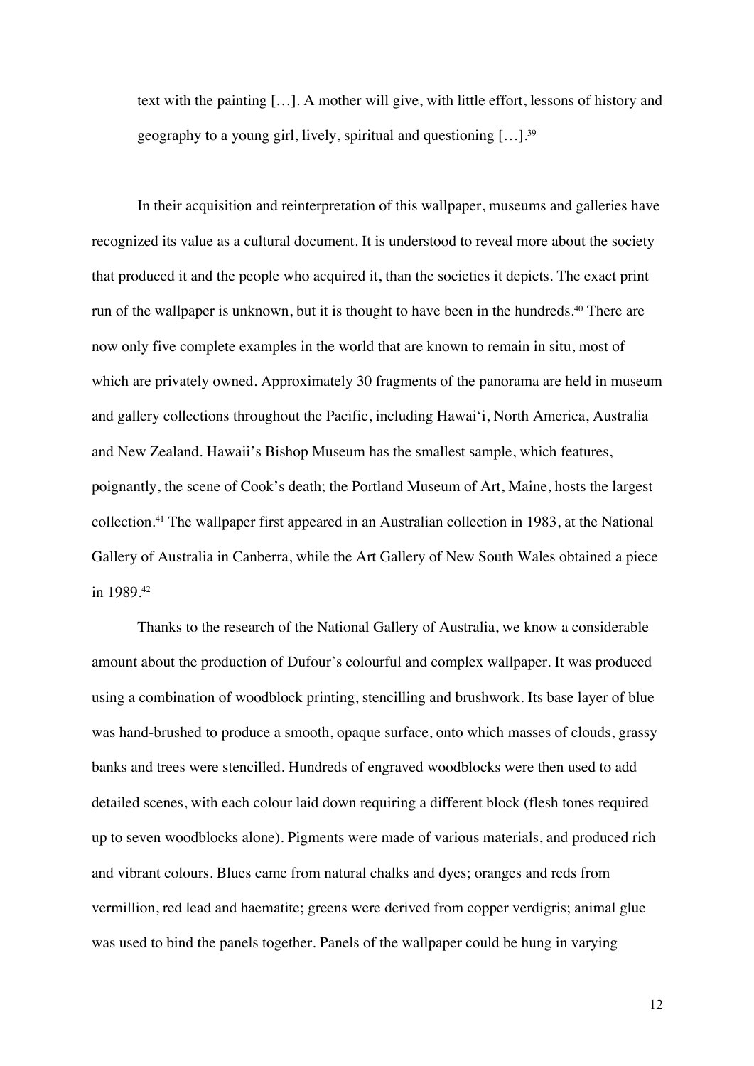text with the painting […]. A mother will give, with little effort, lessons of history and geography to a young girl, lively, spiritual and questioning […].[39]

In their acquisition and reinterpretation of this wallpaper, museums and galleries have recognized its value as a cultural document. It is understood to reveal more about the society that produced it and the people who acquired it, than the societies it depicts. The exact print run of the wallpaper is unknown, but it is thought to have been in the hundreds.[40] There are now only five complete examples in the world that are known to remain in situ, most of which are privately owned. Approximately 30 fragments of the panorama are held in museum and gallery collections throughout the Pacific, including Hawai'i, North America, Australia and New Zealand. Hawaii's Bishop Museum has the smallest sample, which features, poignantly, the scene of Cook's death; the Portland Museum of Art, Maine, hosts the largest collection.[41] The wallpaper first appeared in an Australian collection in 1983, at the National Gallery of Australia in Canberra, while the Art Gallery of New South Wales obtained a piece in 1989.[42]

Thanks to the research of the National Gallery of Australia, we know a considerable amount about the production of Dufour's colourful and complex wallpaper. It was produced using a combination of woodblock printing, stencilling and brushwork. Its base layer of blue was hand-brushed to produce a smooth, opaque surface, onto which masses of clouds, grassy banks and trees were stencilled. Hundreds of engraved woodblocks were then used to add detailed scenes, with each colour laid down requiring a different block (flesh tones required up to seven woodblocks alone). Pigments were made of various materials, and produced rich and vibrant colours. Blues came from natural chalks and dyes; oranges and reds from vermillion, red lead and haematite; greens were derived from copper verdigris; animal glue was used to bind the panels together. Panels of the wallpaper could be hung in varying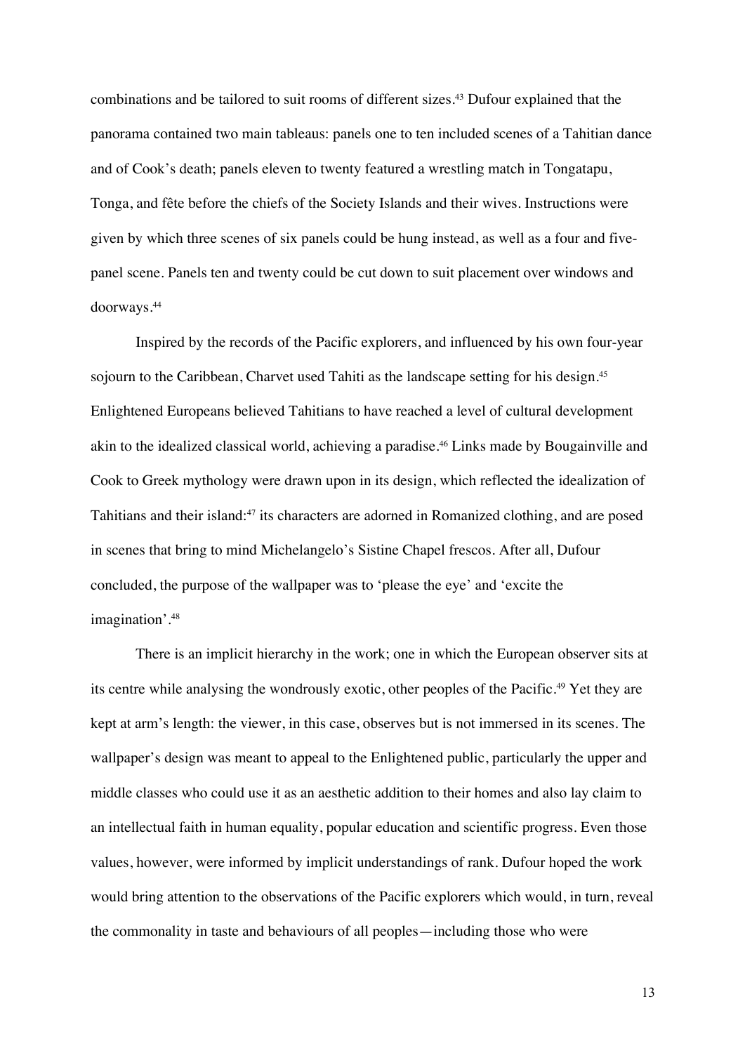combinations and be tailored to suit rooms of different sizes.[43] Dufour explained that the panorama contained two main tableaus: panels one to ten included scenes of a Tahitian dance and of Cook's death; panels eleven to twenty featured a wrestling match in Tongatapu, Tonga, and fête before the chiefs of the Society Islands and their wives. Instructions were given by which three scenes of six panels could be hung instead, as well as a four and five-panel scene. Panels ten and twenty could be cut down to suit placement over windows and doorways.[44]

Inspired by the records of the Pacific explorers, and influenced by his own four-year sojourn to the Caribbean, Charvet used Tahiti as the landscape setting for his design.[45] Enlightened Europeans believed Tahitians to have reached a level of cultural development akin to the idealized classical world, achieving a paradise.[46] Links made by Bougainville and Cook to Greek mythology were drawn upon in its design, which reflected the idealization of Tahitians and their island:[47] its characters are adorned in Romanized clothing, and are posed in scenes that bring to mind Michelangelo's Sistine Chapel frescos. After all, Dufour concluded, the purpose of the wallpaper was to 'please the eye' and 'excite the imagination'.[48]

There is an implicit hierarchy in the work; one in which the European observer sits at its centre while analysing the wondrously exotic, other peoples of the Pacific.[49] Yet they are kept at arm's length: the viewer, in this case, observes but is not immersed in its scenes. The wallpaper's design was meant to appeal to the Enlightened public, particularly the upper and middle classes who could use it as an aesthetic addition to their homes and also lay claim to an intellectual faith in human equality, popular education and scientific progress. Even those values, however, were informed by implicit understandings of rank. Dufour hoped the work would bring attention to the observations of the Pacific explorers which would, in turn, reveal the commonality in taste and behaviours of all peoples—including those who were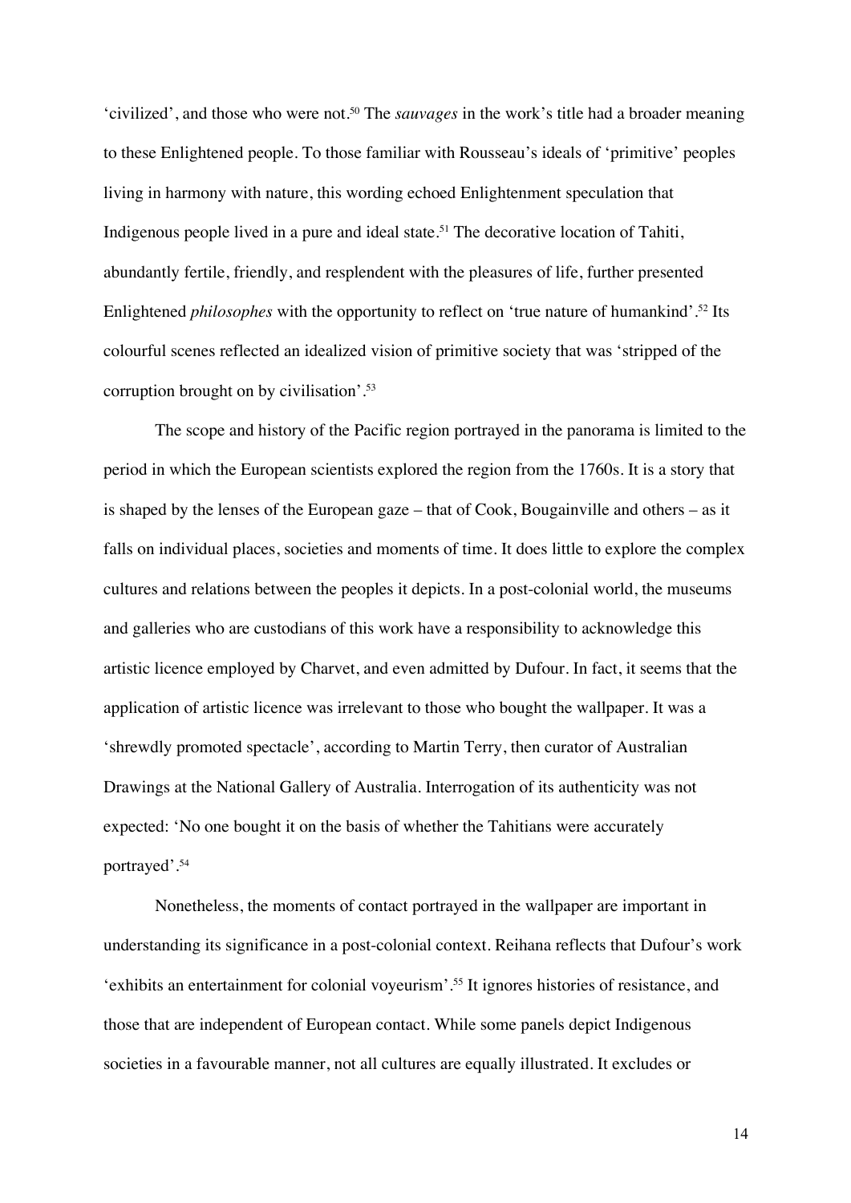'civilized', and those who were not.[50] The *sauvages* in the work's title had a broader meaning to these Enlightened people. To those familiar with Rousseau's ideals of 'primitive' peoples living in harmony with nature, this wording echoed Enlightenment speculation that Indigenous people lived in a pure and ideal state.[51] The decorative location of Tahiti, abundantly fertile, friendly, and resplendent with the pleasures of life, further presented Enlightened *philosophes* with the opportunity to reflect on 'true nature of humankind'.[52] Its colourful scenes reflected an idealized vision of primitive society that was 'stripped of the corruption brought on by civilisation'.[53]

The scope and history of the Pacific region portrayed in the panorama is limited to the period in which the European scientists explored the region from the 1760s. It is a story that is shaped by the lenses of the European gaze – that of Cook, Bougainville and others – as it falls on individual places, societies and moments of time. It does little to explore the complex cultures and relations between the peoples it depicts. In a post-colonial world, the museums and galleries who are custodians of this work have a responsibility to acknowledge this artistic licence employed by Charvet, and even admitted by Dufour. In fact, it seems that the application of artistic licence was irrelevant to those who bought the wallpaper. It was a 'shrewdly promoted spectacle', according to Martin Terry, then curator of Australian Drawings at the National Gallery of Australia. Interrogation of its authenticity was not expected: 'No one bought it on the basis of whether the Tahitians were accurately portrayed'.[54]

Nonetheless, the moments of contact portrayed in the wallpaper are important in understanding its significance in a post-colonial context. Reihana reflects that Dufour's work 'exhibits an entertainment for colonial voyeurism'.[55] It ignores histories of resistance, and those that are independent of European contact. While some panels depict Indigenous societies in a favourable manner, not all cultures are equally illustrated. It excludes or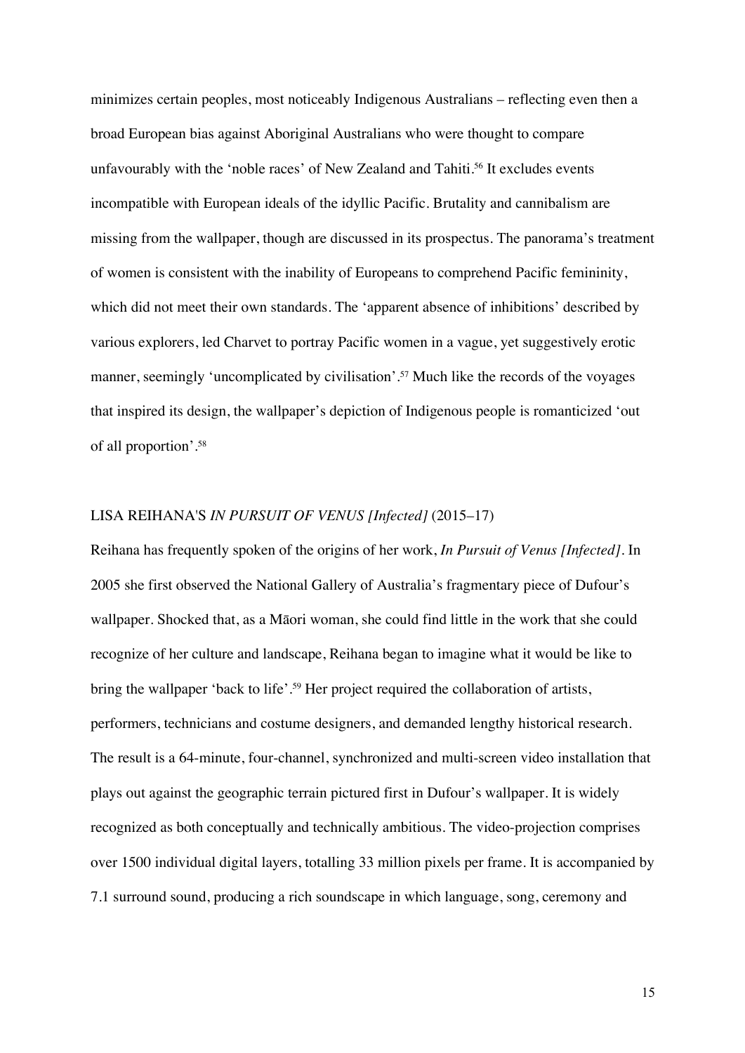minimizes certain peoples, most noticeably Indigenous Australians – reflecting even then a broad European bias against Aboriginal Australians who were thought to compare unfavourably with the 'noble races' of New Zealand and Tahiti.[56] It excludes events incompatible with European ideals of the idyllic Pacific. Brutality and cannibalism are missing from the wallpaper, though are discussed in its prospectus. The panorama's treatment of women is consistent with the inability of Europeans to comprehend Pacific femininity, which did not meet their own standards. The 'apparent absence of inhibitions' described by various explorers, led Charvet to portray Pacific women in a vague, yet suggestively erotic manner, seemingly 'uncomplicated by civilisation'.[57] Much like the records of the voyages that inspired its design, the wallpaper's depiction of Indigenous people is romanticized 'out of all proportion'.[58]

## LISA REIHANA'S *IN PURSUIT OF VENUS [Infected]* (2015–17)

Reihana has frequently spoken of the origins of her work, *In Pursuit of Venus [Infected]*. In 2005 she first observed the National Gallery of Australia's fragmentary piece of Dufour's wallpaper. Shocked that, as a Māori woman, she could find little in the work that she could recognize of her culture and landscape, Reihana began to imagine what it would be like to bring the wallpaper 'back to life'.[59] Her project required the collaboration of artists, performers, technicians and costume designers, and demanded lengthy historical research. The result is a 64-minute, four-channel, synchronized and multi-screen video installation that plays out against the geographic terrain pictured first in Dufour's wallpaper. It is widely recognized as both conceptually and technically ambitious. The video-projection comprises over 1500 individual digital layers, totalling 33 million pixels per frame. It is accompanied by 7.1 surround sound, producing a rich soundscape in which language, song, ceremony and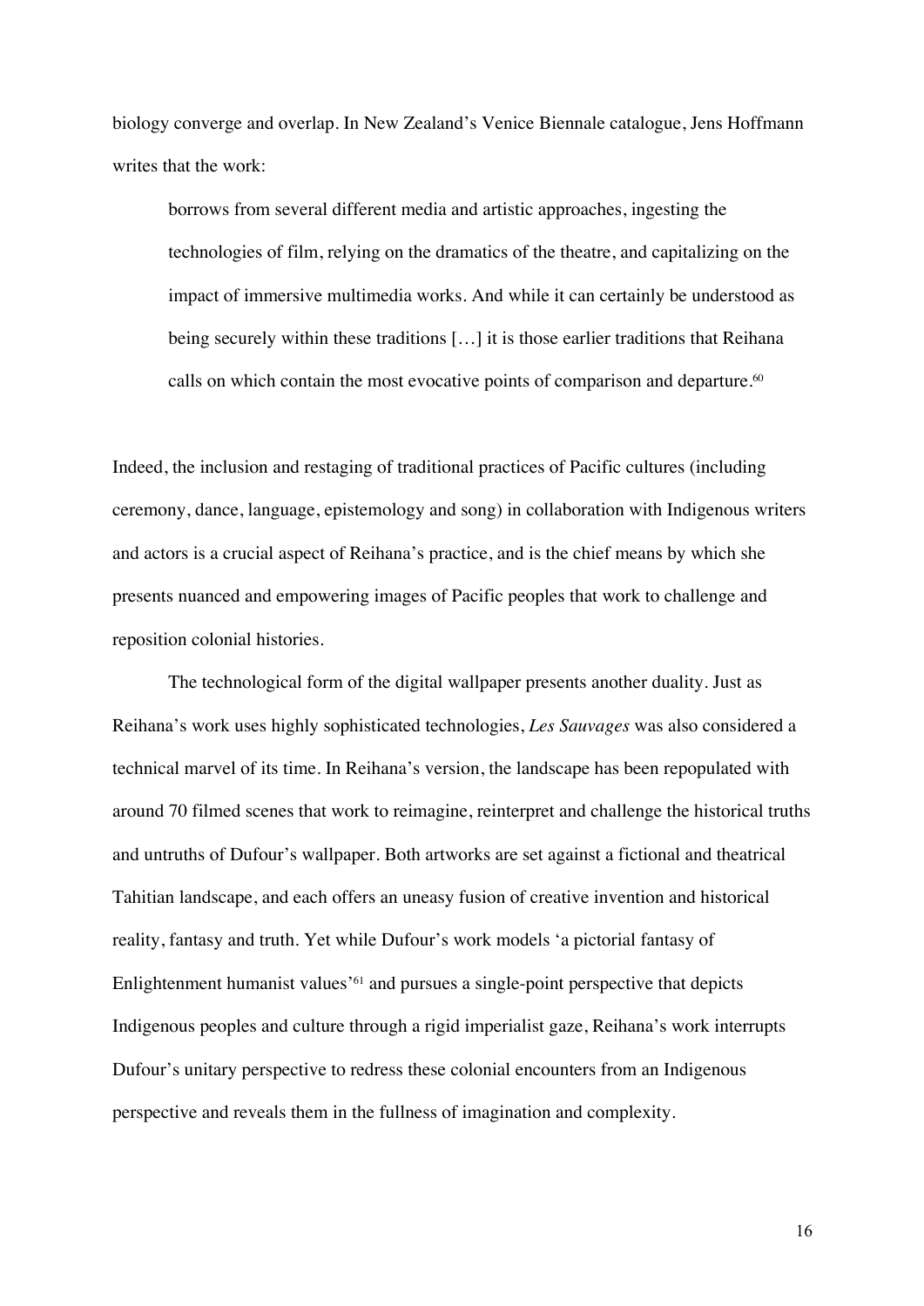biology converge and overlap. In New Zealand's Venice Biennale catalogue, Jens Hoffmann writes that the work:

> borrows from several different media and artistic approaches, ingesting the technologies of film, relying on the dramatics of the theatre, and capitalizing on the impact of immersive multimedia works. And while it can certainly be understood as being securely within these traditions […] it is those earlier traditions that Reihana calls on which contain the most evocative points of comparison and departure.[60]

Indeed, the inclusion and restaging of traditional practices of Pacific cultures (including ceremony, dance, language, epistemology and song) in collaboration with Indigenous writers and actors is a crucial aspect of Reihana's practice, and is the chief means by which she presents nuanced and empowering images of Pacific peoples that work to challenge and reposition colonial histories.

The technological form of the digital wallpaper presents another duality. Just as Reihana's work uses highly sophisticated technologies, *Les Sauvages* was also considered a technical marvel of its time. In Reihana's version, the landscape has been repopulated with around 70 filmed scenes that work to reimagine, reinterpret and challenge the historical truths and untruths of Dufour's wallpaper. Both artworks are set against a fictional and theatrical Tahitian landscape, and each offers an uneasy fusion of creative invention and historical reality, fantasy and truth. Yet while Dufour's work models 'a pictorial fantasy of Enlightenment humanist values'[61] and pursues a single-point perspective that depicts Indigenous peoples and culture through a rigid imperialist gaze, Reihana's work interrupts Dufour's unitary perspective to redress these colonial encounters from an Indigenous perspective and reveals them in the fullness of imagination and complexity.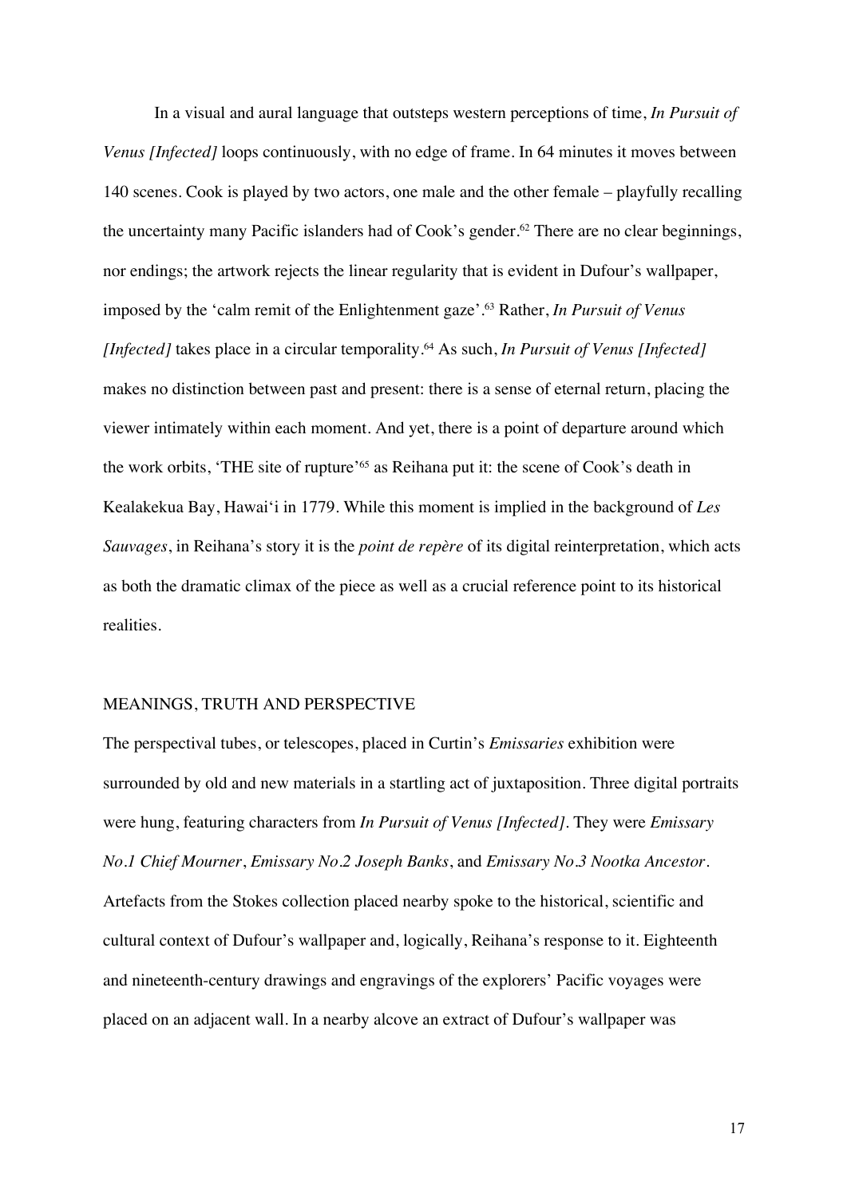In a visual and aural language that outsteps western perceptions of time, *In Pursuit of Venus [Infected]* loops continuously, with no edge of frame. In 64 minutes it moves between 140 scenes. Cook is played by two actors, one male and the other female – playfully recalling the uncertainty many Pacific islanders had of Cook's gender.[62] There are no clear beginnings, nor endings; the artwork rejects the linear regularity that is evident in Dufour's wallpaper, imposed by the 'calm remit of the Enlightenment gaze'.[63] Rather, *In Pursuit of Venus [Infected]* takes place in a circular temporality.[64] As such, *In Pursuit of Venus [Infected]* makes no distinction between past and present: there is a sense of eternal return, placing the viewer intimately within each moment. And yet, there is a point of departure around which the work orbits, 'THE site of rupture'[65] as Reihana put it: the scene of Cook's death in Kealakekua Bay, Hawai'i in 1779. While this moment is implied in the background of *Les Sauvages*, in Reihana's story it is the *point de repère* of its digital reinterpretation, which acts as both the dramatic climax of the piece as well as a crucial reference point to its historical realities.

## MEANINGS, TRUTH AND PERSPECTIVE

The perspectival tubes, or telescopes, placed in Curtin's *Emissaries* exhibition were surrounded by old and new materials in a startling act of juxtaposition. Three digital portraits were hung, featuring characters from *In Pursuit of Venus [Infected]*. They were *Emissary No.1 Chief Mourner*, *Emissary No.2 Joseph Banks*, and *Emissary No.3 Nootka Ancestor*. Artefacts from the Stokes collection placed nearby spoke to the historical, scientific and cultural context of Dufour's wallpaper and, logically, Reihana's response to it. Eighteenth and nineteenth-century drawings and engravings of the explorers' Pacific voyages were placed on an adjacent wall. In a nearby alcove an extract of Dufour's wallpaper was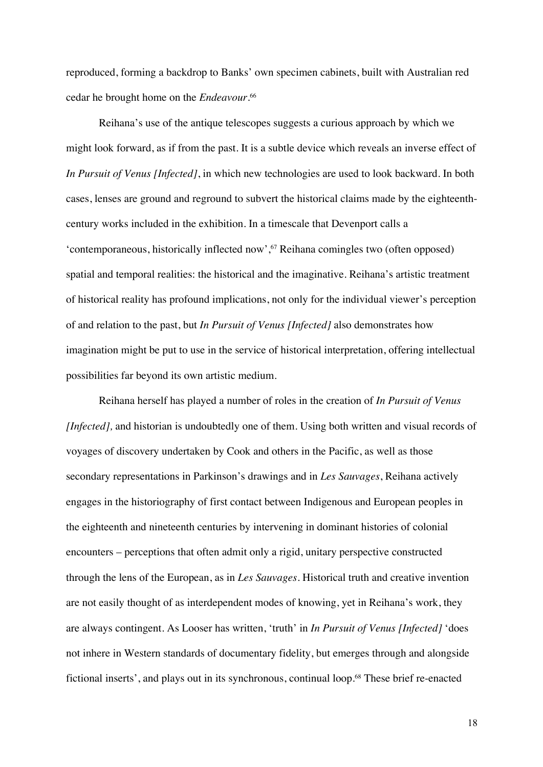reproduced, forming a backdrop to Banks' own specimen cabinets, built with Australian red cedar he brought home on the *Endeavour*.[66]

Reihana's use of the antique telescopes suggests a curious approach by which we might look forward, as if from the past. It is a subtle device which reveals an inverse effect of *In Pursuit of Venus [Infected]*, in which new technologies are used to look backward. In both cases, lenses are ground and reground to subvert the historical claims made by the eighteenth-century works included in the exhibition. In a timescale that Devenport calls a 'contemporaneous, historically inflected now',[67] Reihana comingles two (often opposed) spatial and temporal realities: the historical and the imaginative. Reihana's artistic treatment of historical reality has profound implications, not only for the individual viewer's perception of and relation to the past, but *In Pursuit of Venus [Infected]* also demonstrates how imagination might be put to use in the service of historical interpretation, offering intellectual possibilities far beyond its own artistic medium.

Reihana herself has played a number of roles in the creation of *In Pursuit of Venus [Infected],* and historian is undoubtedly one of them. Using both written and visual records of voyages of discovery undertaken by Cook and others in the Pacific, as well as those secondary representations in Parkinson's drawings and in *Les Sauvages*, Reihana actively engages in the historiography of first contact between Indigenous and European peoples in the eighteenth and nineteenth centuries by intervening in dominant histories of colonial encounters – perceptions that often admit only a rigid, unitary perspective constructed through the lens of the European, as in *Les Sauvages*. Historical truth and creative invention are not easily thought of as interdependent modes of knowing, yet in Reihana's work, they are always contingent. As Looser has written, 'truth' in *In Pursuit of Venus [Infected]* 'does not inhere in Western standards of documentary fidelity, but emerges through and alongside fictional inserts', and plays out in its synchronous, continual loop.[68] These brief re-enacted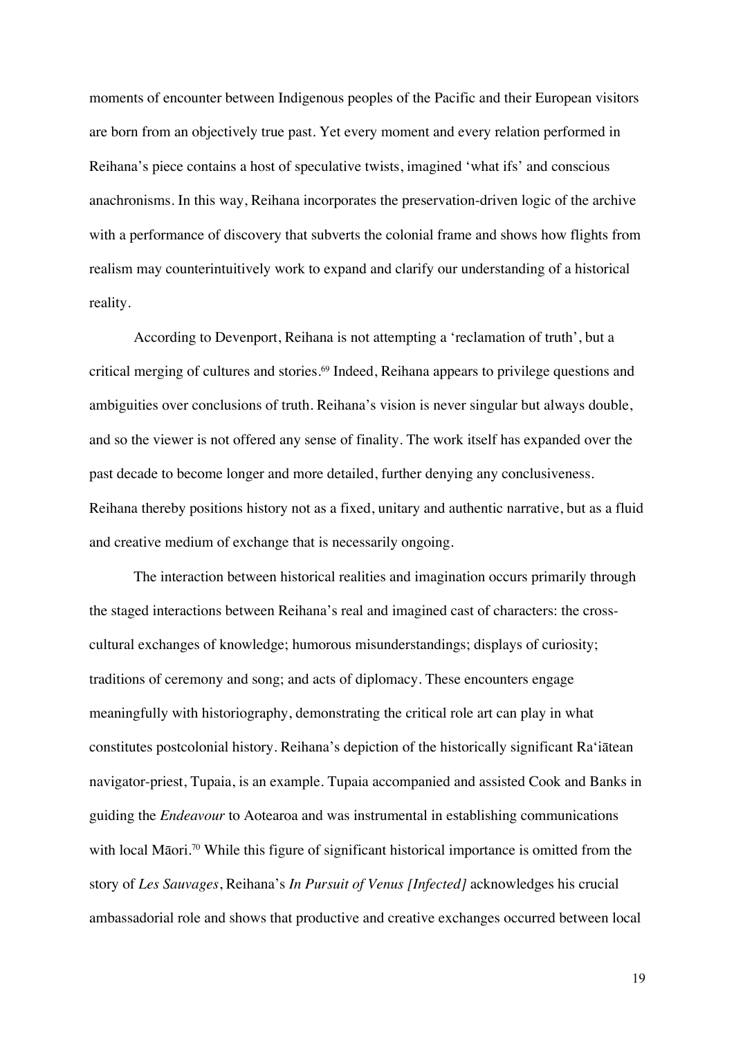moments of encounter between Indigenous peoples of the Pacific and their European visitors are born from an objectively true past. Yet every moment and every relation performed in Reihana's piece contains a host of speculative twists, imagined 'what ifs' and conscious anachronisms. In this way, Reihana incorporates the preservation-driven logic of the archive with a performance of discovery that subverts the colonial frame and shows how flights from realism may counterintuitively work to expand and clarify our understanding of a historical reality.

According to Devenport, Reihana is not attempting a 'reclamation of truth', but a critical merging of cultures and stories.[69] Indeed, Reihana appears to privilege questions and ambiguities over conclusions of truth. Reihana's vision is never singular but always double, and so the viewer is not offered any sense of finality. The work itself has expanded over the past decade to become longer and more detailed, further denying any conclusiveness. Reihana thereby positions history not as a fixed, unitary and authentic narrative, but as a fluid and creative medium of exchange that is necessarily ongoing.

The interaction between historical realities and imagination occurs primarily through the staged interactions between Reihana's real and imagined cast of characters: the cross-cultural exchanges of knowledge; humorous misunderstandings; displays of curiosity; traditions of ceremony and song; and acts of diplomacy. These encounters engage meaningfully with historiography, demonstrating the critical role art can play in what constitutes postcolonial history. Reihana's depiction of the historically significant Ra'iātean navigator-priest, Tupaia, is an example. Tupaia accompanied and assisted Cook and Banks in guiding the *Endeavour* to Aotearoa and was instrumental in establishing communications with local Māori.[70] While this figure of significant historical importance is omitted from the story of *Les Sauvages*, Reihana's *In Pursuit of Venus [Infected]* acknowledges his crucial ambassadorial role and shows that productive and creative exchanges occurred between local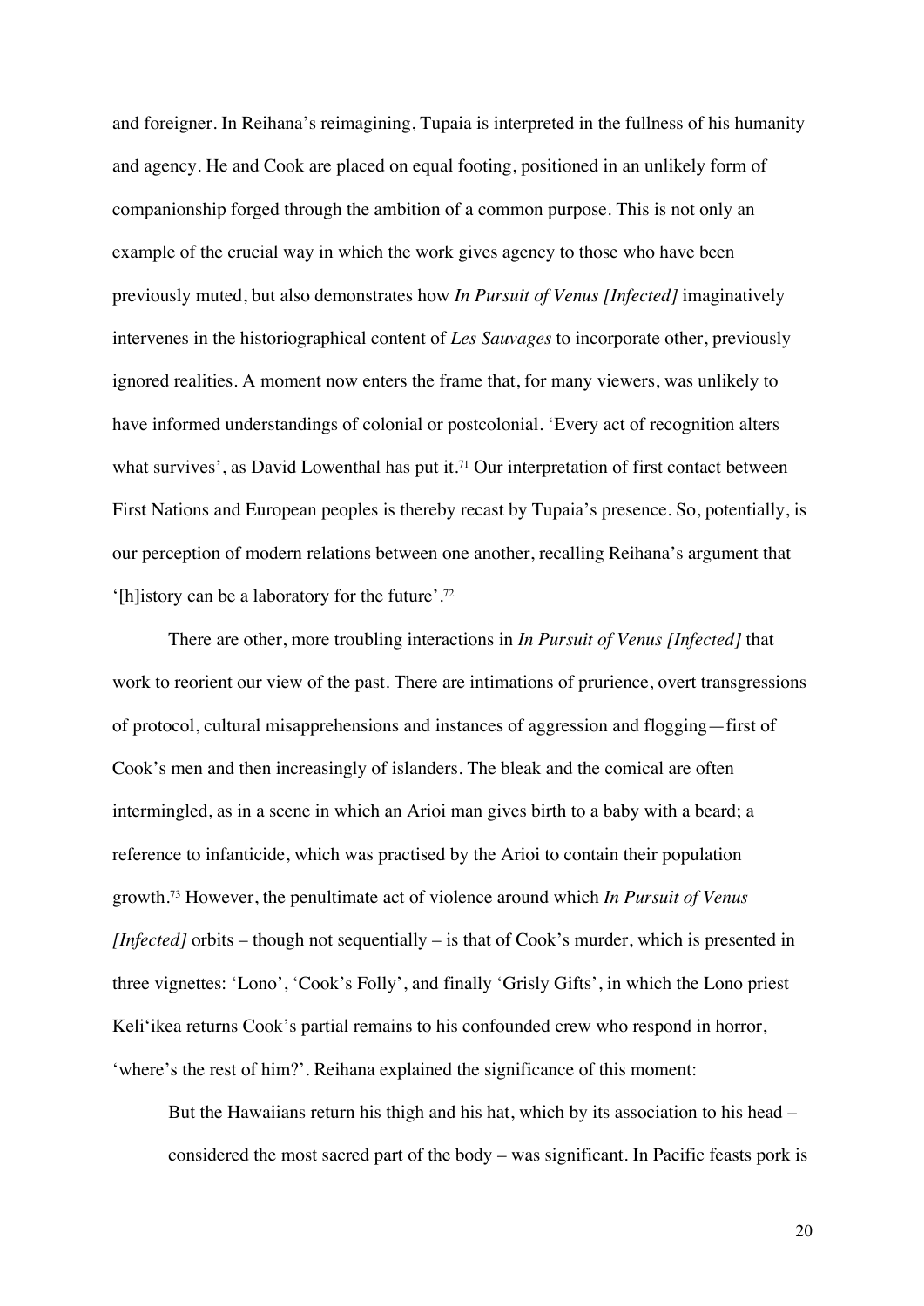and foreigner. In Reihana's reimagining, Tupaia is interpreted in the fullness of his humanity and agency. He and Cook are placed on equal footing, positioned in an unlikely form of companionship forged through the ambition of a common purpose. This is not only an example of the crucial way in which the work gives agency to those who have been previously muted, but also demonstrates how *In Pursuit of Venus [Infected]* imaginatively intervenes in the historiographical content of *Les Sauvages* to incorporate other, previously ignored realities. A moment now enters the frame that, for many viewers, was unlikely to have informed understandings of colonial or postcolonial. 'Every act of recognition alters what survives', as David Lowenthal has put it.[71] Our interpretation of first contact between First Nations and European peoples is thereby recast by Tupaia's presence. So, potentially, is our perception of modern relations between one another, recalling Reihana's argument that '[h]istory can be a laboratory for the future'.[72]

There are other, more troubling interactions in *In Pursuit of Venus [Infected]* that work to reorient our view of the past. There are intimations of prurience, overt transgressions of protocol, cultural misapprehensions and instances of aggression and flogging—first of Cook's men and then increasingly of islanders. The bleak and the comical are often intermingled, as in a scene in which an Arioi man gives birth to a baby with a beard; a reference to infanticide, which was practised by the Arioi to contain their population growth.[73] However, the penultimate act of violence around which *In Pursuit of Venus [Infected]* orbits – though not sequentially – is that of Cook's murder, which is presented in three vignettes: 'Lono', 'Cook's Folly', and finally 'Grisly Gifts', in which the Lono priest Keli'ikea returns Cook's partial remains to his confounded crew who respond in horror, 'where's the rest of him?'. Reihana explained the significance of this moment:

> But the Hawaiians return his thigh and his hat, which by its association to his head – considered the most sacred part of the body – was significant. In Pacific feasts pork is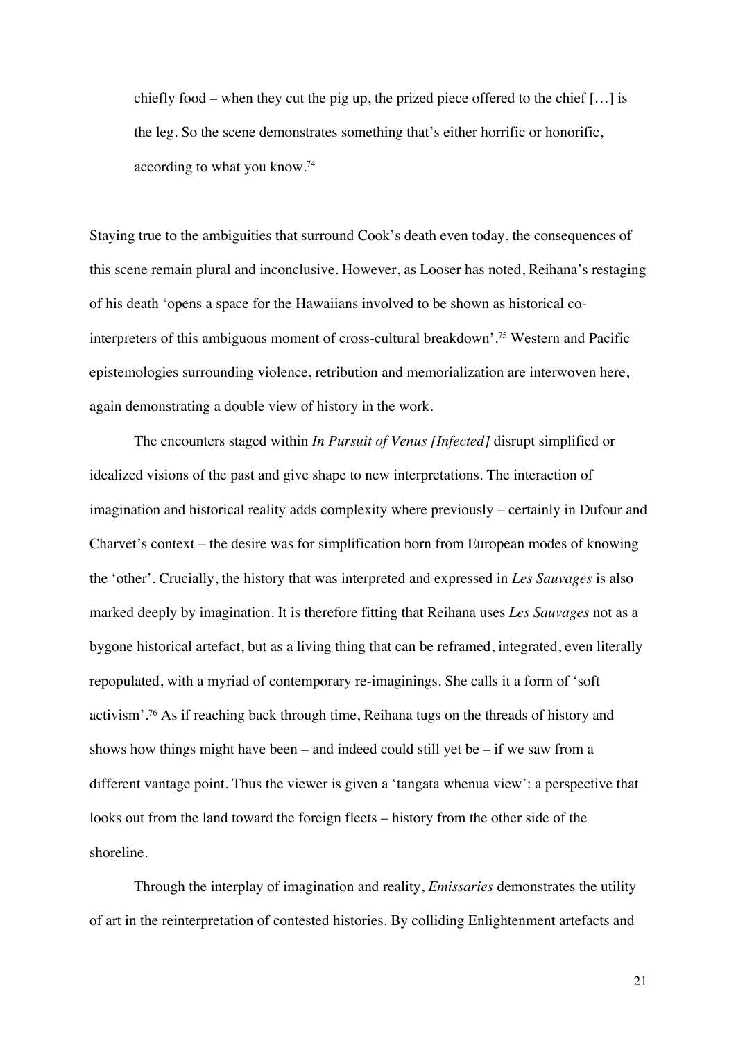> chiefly food – when they cut the pig up, the prized piece offered to the chief […] is the leg. So the scene demonstrates something that's either horrific or honorific, according to what you know.[74]

Staying true to the ambiguities that surround Cook's death even today, the consequences of this scene remain plural and inconclusive. However, as Looser has noted, Reihana's restaging of his death 'opens a space for the Hawaiians involved to be shown as historical co-interpreters of this ambiguous moment of cross-cultural breakdown'.[75] Western and Pacific epistemologies surrounding violence, retribution and memorialization are interwoven here, again demonstrating a double view of history in the work.

The encounters staged within *In Pursuit of Venus [Infected]* disrupt simplified or idealized visions of the past and give shape to new interpretations. The interaction of imagination and historical reality adds complexity where previously – certainly in Dufour and Charvet's context – the desire was for simplification born from European modes of knowing the 'other'. Crucially, the history that was interpreted and expressed in *Les Sauvages* is also marked deeply by imagination. It is therefore fitting that Reihana uses *Les Sauvages* not as a bygone historical artefact, but as a living thing that can be reframed, integrated, even literally repopulated, with a myriad of contemporary re-imaginings. She calls it a form of 'soft activism'.[76] As if reaching back through time, Reihana tugs on the threads of history and shows how things might have been – and indeed could still yet be – if we saw from a different vantage point. Thus the viewer is given a 'tangata whenua view': a perspective that looks out from the land toward the foreign fleets – history from the other side of the shoreline.

Through the interplay of imagination and reality, *Emissaries* demonstrates the utility of art in the reinterpretation of contested histories. By colliding Enlightenment artefacts and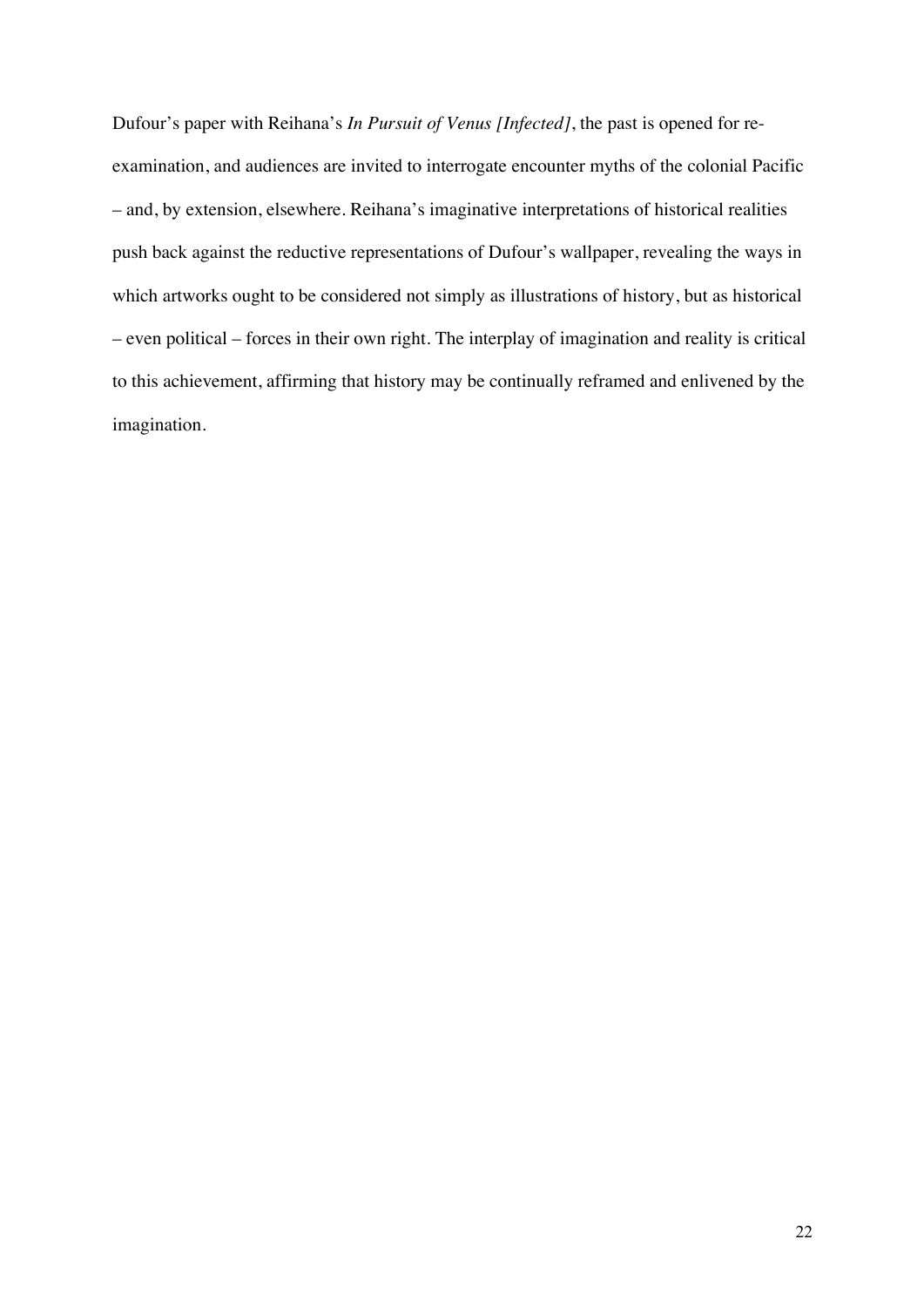Dufour's paper with Reihana's *In Pursuit of Venus [Infected]*, the past is opened for re-examination, and audiences are invited to interrogate encounter myths of the colonial Pacific – and, by extension, elsewhere. Reihana's imaginative interpretations of historical realities push back against the reductive representations of Dufour's wallpaper, revealing the ways in which artworks ought to be considered not simply as illustrations of history, but as historical – even political – forces in their own right. The interplay of imagination and reality is critical to this achievement, affirming that history may be continually reframed and enlivened by the imagination.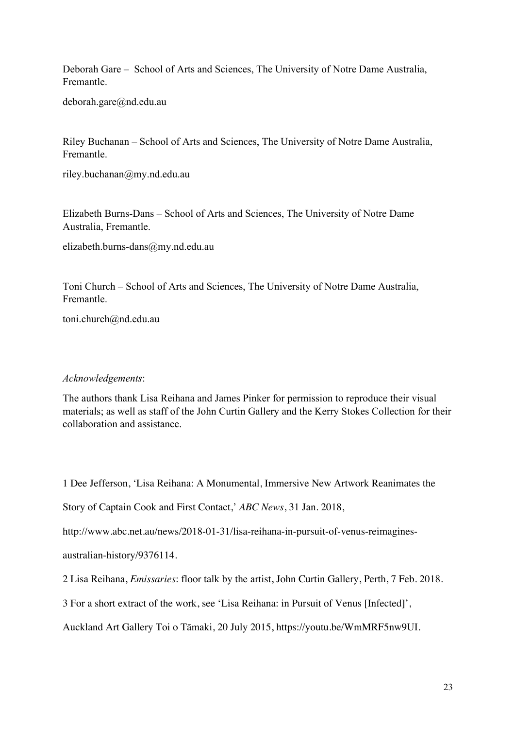Deborah Gare – School of Arts and Sciences, The University of Notre Dame Australia, Fremantle.

deborah.gare@nd.edu.au

Riley Buchanan – School of Arts and Sciences, The University of Notre Dame Australia, Fremantle.

riley.buchanan@my.nd.edu.au

Elizabeth Burns-Dans – School of Arts and Sciences, The University of Notre Dame Australia, Fremantle.

elizabeth.burns-dans@my.nd.edu.au

Toni Church – School of Arts and Sciences, The University of Notre Dame Australia, Fremantle.

toni.church@nd.edu.au

*Acknowledgements*:

The authors thank Lisa Reihana and James Pinker for permission to reproduce their visual materials; as well as staff of the John Curtin Gallery and the Kerry Stokes Collection for their collaboration and assistance.

1 Dee Jefferson, 'Lisa Reihana: A Monumental, Immersive New Artwork Reanimates the Story of Captain Cook and First Contact,' *ABC News*, 31 Jan. 2018, http://www.abc.net.au/news/2018-01-31/lisa-reihana-in-pursuit-of-venus-reimagines-australian-history/9376114.

2 Lisa Reihana, *Emissaries*: floor talk by the artist, John Curtin Gallery, Perth, 7 Feb. 2018.

3 For a short extract of the work, see 'Lisa Reihana: in Pursuit of Venus [Infected]', Auckland Art Gallery Toi o Tāmaki, 20 July 2015, https://youtu.be/WmMRF5nw9UI.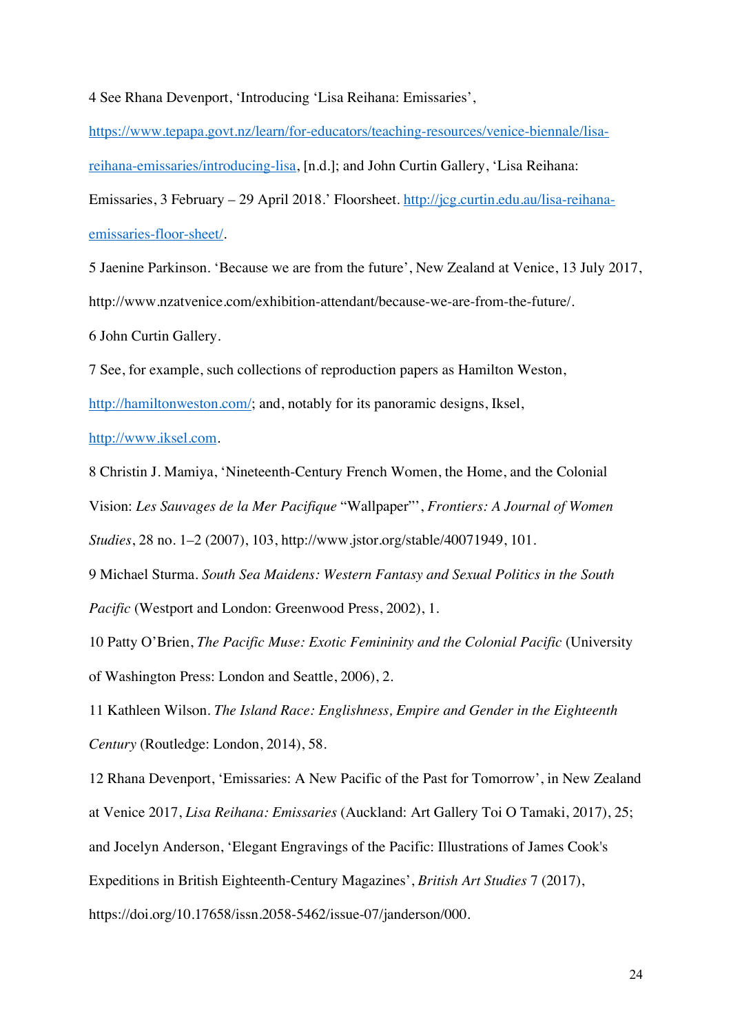4 See Rhana Devenport, 'Introducing 'Lisa Reihana: Emissaries', https://www.tepapa.govt.nz/learn/for-educators/teaching-resources/venice-biennale/lisa-reihana-emissaries/introducing-lisa, [n.d.]; and John Curtin Gallery, 'Lisa Reihana: Emissaries, 3 February – 29 April 2018.' Floorsheet. http://jcg.curtin.edu.au/lisa-reihana-emissaries-floor-sheet/.

5 Jaenine Parkinson. 'Because we are from the future', New Zealand at Venice, 13 July 2017, http://www.nzatvenice.com/exhibition-attendant/because-we-are-from-the-future/.

6 John Curtin Gallery.

7 See, for example, such collections of reproduction papers as Hamilton Weston, http://hamiltonweston.com/; and, notably for its panoramic designs, Iksel, http://www.iksel.com.

8 Christin J. Mamiya, 'Nineteenth-Century French Women, the Home, and the Colonial Vision: *Les Sauvages de la Mer Pacifique* "Wallpaper"', *Frontiers: A Journal of Women Studies*, 28 no. 1–2 (2007), 103, http://www.jstor.org/stable/40071949, 101.

9 Michael Sturma. *South Sea Maidens: Western Fantasy and Sexual Politics in the South Pacific* (Westport and London: Greenwood Press, 2002), 1.

10 Patty O'Brien, *The Pacific Muse: Exotic Femininity and the Colonial Pacific* (University of Washington Press: London and Seattle, 2006), 2.

11 Kathleen Wilson. *The Island Race: Englishness, Empire and Gender in the Eighteenth Century* (Routledge: London, 2014), 58.

12 Rhana Devenport, 'Emissaries: A New Pacific of the Past for Tomorrow', in New Zealand at Venice 2017, *Lisa Reihana: Emissaries* (Auckland: Art Gallery Toi O Tamaki, 2017), 25; and Jocelyn Anderson, 'Elegant Engravings of the Pacific: Illustrations of James Cook's Expeditions in British Eighteenth-Century Magazines', *British Art Studies* 7 (2017), https://doi.org/10.17658/issn.2058-5462/issue-07/janderson/000.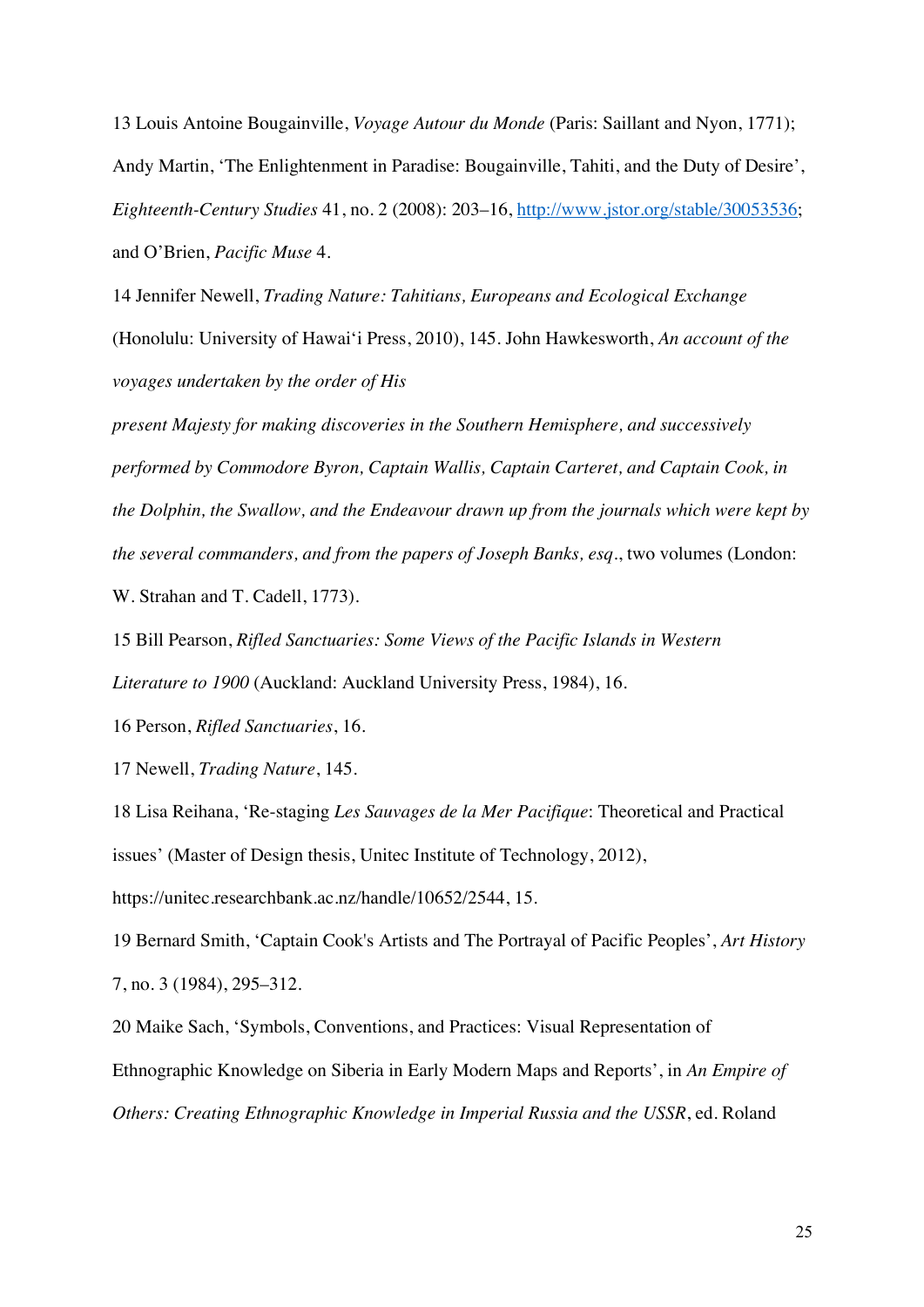13 Louis Antoine Bougainville, *Voyage Autour du Monde* (Paris: Saillant and Nyon, 1771); Andy Martin, 'The Enlightenment in Paradise: Bougainville, Tahiti, and the Duty of Desire', *Eighteenth-Century Studies* 41, no. 2 (2008): 203–16, http://www.jstor.org/stable/30053536; and O'Brien, *Pacific Muse* 4.

14 Jennifer Newell, *Trading Nature: Tahitians, Europeans and Ecological Exchange* (Honolulu: University of Hawai'i Press, 2010), 145. John Hawkesworth, *An account of the voyages undertaken by the order of His present Majesty for making discoveries in the Southern Hemisphere, and successively performed by Commodore Byron, Captain Wallis, Captain Carteret, and Captain Cook, in the Dolphin, the Swallow, and the Endeavour drawn up from the journals which were kept by the several commanders, and from the papers of Joseph Banks, esq*., two volumes (London: W. Strahan and T. Cadell, 1773).

15 Bill Pearson, *Rifled Sanctuaries: Some Views of the Pacific Islands in Western Literature to 1900* (Auckland: Auckland University Press, 1984), 16.

16 Person, *Rifled Sanctuaries*, 16.

17 Newell, *Trading Nature*, 145.

18 Lisa Reihana, 'Re-staging *Les Sauvages de la Mer Pacifique*: Theoretical and Practical issues' (Master of Design thesis, Unitec Institute of Technology, 2012), https://unitec.researchbank.ac.nz/handle/10652/2544, 15.

19 Bernard Smith, 'Captain Cook's Artists and The Portrayal of Pacific Peoples', *Art History* 7, no. 3 (1984), 295–312.

20 Maike Sach, 'Symbols, Conventions, and Practices: Visual Representation of Ethnographic Knowledge on Siberia in Early Modern Maps and Reports', in *An Empire of Others: Creating Ethnographic Knowledge in Imperial Russia and the USSR*, ed. Roland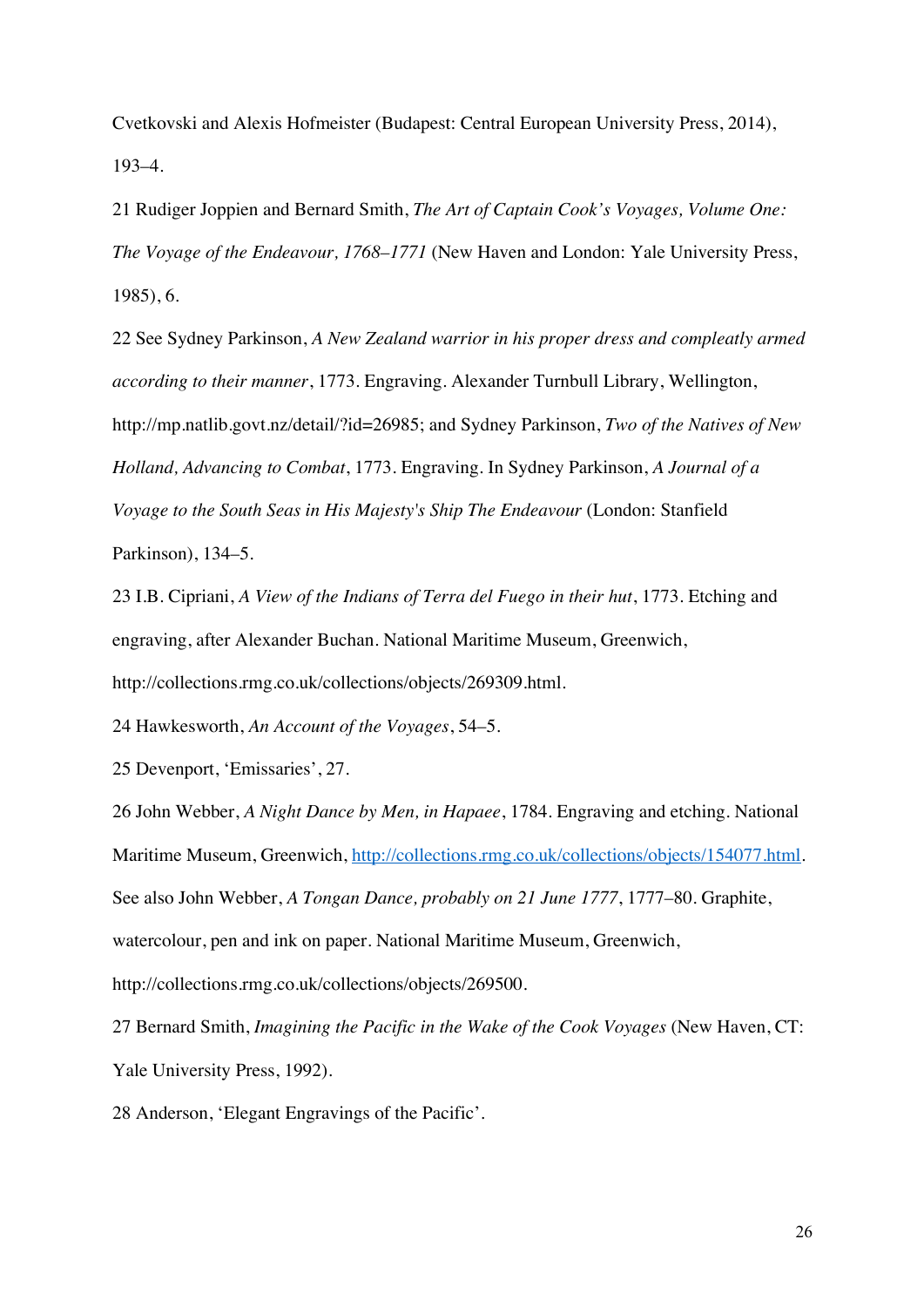Cvetkovski and Alexis Hofmeister (Budapest: Central European University Press, 2014), 193–4.

21 Rudiger Joppien and Bernard Smith, *The Art of Captain Cook's Voyages, Volume One: The Voyage of the Endeavour, 1768–1771* (New Haven and London: Yale University Press, 1985), 6.

22 See Sydney Parkinson, *A New Zealand warrior in his proper dress and compleatly armed according to their manner*, 1773. Engraving. Alexander Turnbull Library, Wellington, http://mp.natlib.govt.nz/detail/?id=26985; and Sydney Parkinson, *Two of the Natives of New Holland, Advancing to Combat*, 1773. Engraving. In Sydney Parkinson, *A Journal of a Voyage to the South Seas in His Majesty's Ship The Endeavour* (London: Stanfield Parkinson), 134–5.

23 I.B. Cipriani, *A View of the Indians of Terra del Fuego in their hut*, 1773. Etching and engraving, after Alexander Buchan. National Maritime Museum, Greenwich, http://collections.rmg.co.uk/collections/objects/269309.html.

24 Hawkesworth, *An Account of the Voyages*, 54–5.

25 Devenport, 'Emissaries', 27.

26 John Webber, *A Night Dance by Men, in Hapaee*, 1784. Engraving and etching. National Maritime Museum, Greenwich, http://collections.rmg.co.uk/collections/objects/154077.html. See also John Webber, *A Tongan Dance, probably on 21 June 1777*, 1777–80. Graphite, watercolour, pen and ink on paper. National Maritime Museum, Greenwich, http://collections.rmg.co.uk/collections/objects/269500.

27 Bernard Smith, *Imagining the Pacific in the Wake of the Cook Voyages* (New Haven, CT: Yale University Press, 1992).

28 Anderson, 'Elegant Engravings of the Pacific'.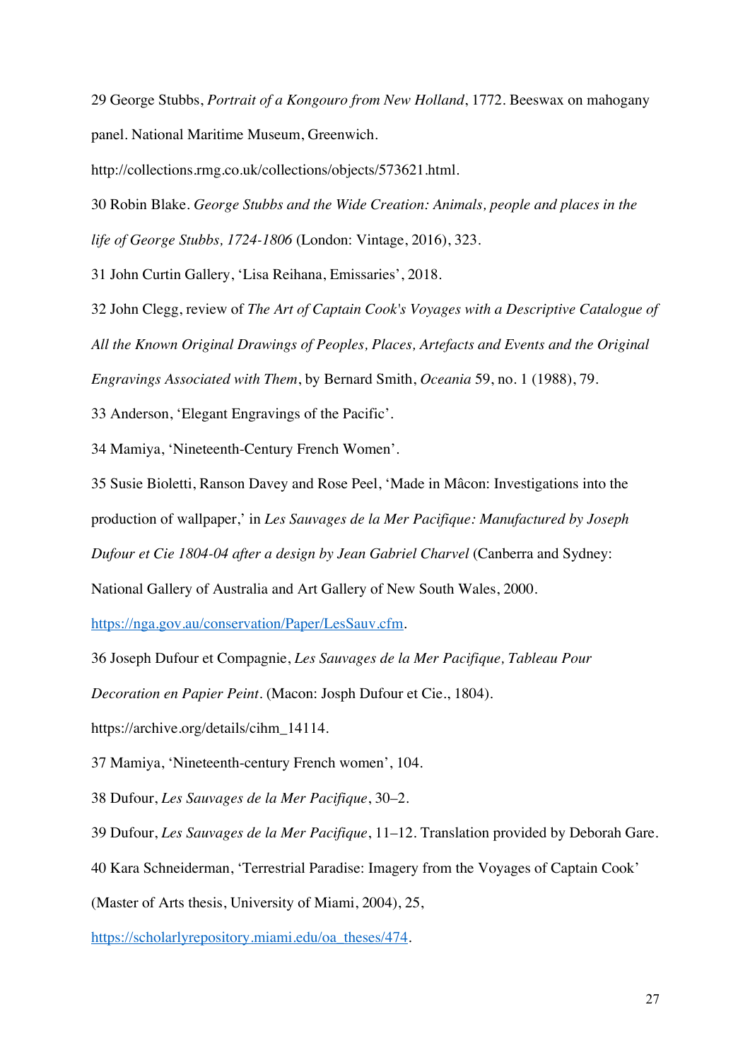29 George Stubbs, *Portrait of a Kongouro from New Holland*, 1772. Beeswax on mahogany panel. National Maritime Museum, Greenwich. http://collections.rmg.co.uk/collections/objects/573621.html.

30 Robin Blake. *George Stubbs and the Wide Creation: Animals, people and places in the life of George Stubbs, 1724-1806* (London: Vintage, 2016), 323.

31 John Curtin Gallery, 'Lisa Reihana, Emissaries', 2018.

32 John Clegg, review of *The Art of Captain Cook's Voyages with a Descriptive Catalogue of All the Known Original Drawings of Peoples, Places, Artefacts and Events and the Original Engravings Associated with Them*, by Bernard Smith, *Oceania* 59, no. 1 (1988), 79.

33 Anderson, 'Elegant Engravings of the Pacific'.

34 Mamiya, 'Nineteenth-Century French Women'.

35 Susie Bioletti, Ranson Davey and Rose Peel, 'Made in Mâcon: Investigations into the production of wallpaper,' in *Les Sauvages de la Mer Pacifique: Manufactured by Joseph Dufour et Cie 1804-04 after a design by Jean Gabriel Charvel* (Canberra and Sydney: National Gallery of Australia and Art Gallery of New South Wales, 2000. [https://nga.gov.au/conservation/Paper/LesSauv.cfm](https://nga.gov.au/conservation/Paper/LesSauv.cfm).

36 Joseph Dufour et Compagnie, *Les Sauvages de la Mer Pacifique, Tableau Pour Decoration en Papier Peint*. (Macon: Josph Dufour et Cie., 1804). https://archive.org/details/cihm_14114.

37 Mamiya, 'Nineteenth-century French women', 104.

38 Dufour, *Les Sauvages de la Mer Pacifique*, 30–2.

39 Dufour, *Les Sauvages de la Mer Pacifique*, 11–12. Translation provided by Deborah Gare.

40 Kara Schneiderman, 'Terrestrial Paradise: Imagery from the Voyages of Captain Cook' (Master of Arts thesis, University of Miami, 2004), 25, [https://scholarlyrepository.miami.edu/oa_theses/474](https://scholarlyrepository.miami.edu/oa_theses/474).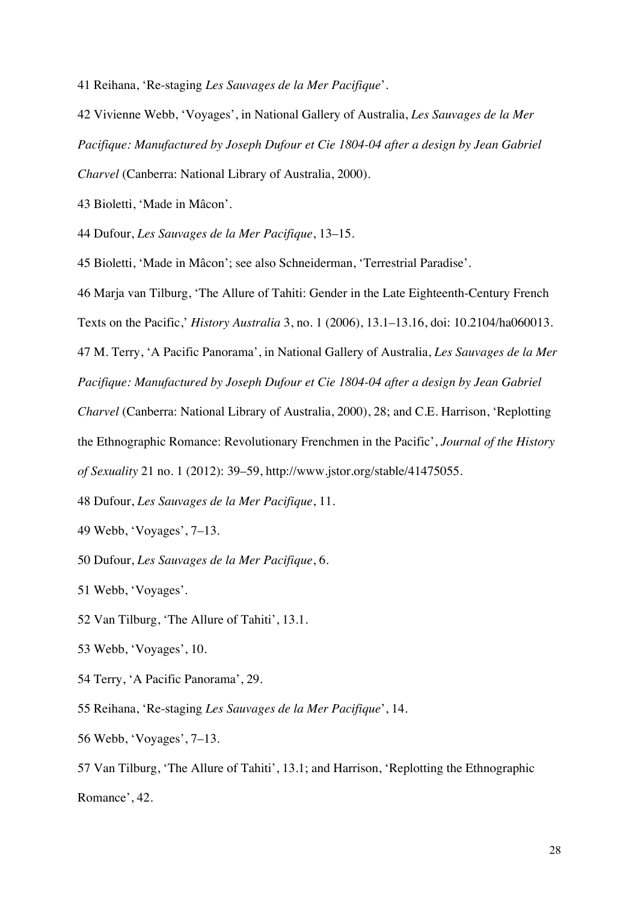41 Reihana, 'Re-staging *Les Sauvages de la Mer Pacifique*'.

42 Vivienne Webb, 'Voyages', in National Gallery of Australia, *Les Sauvages de la Mer Pacifique: Manufactured by Joseph Dufour et Cie 1804-04 after a design by Jean Gabriel Charvel* (Canberra: National Library of Australia, 2000).

43 Bioletti, 'Made in Mâcon'.

44 Dufour, *Les Sauvages de la Mer Pacifique*, 13–15.

45 Bioletti, 'Made in Mâcon'; see also Schneiderman, 'Terrestrial Paradise'.

46 Marja van Tilburg, 'The Allure of Tahiti: Gender in the Late Eighteenth-Century French Texts on the Pacific,' *History Australia* 3, no. 1 (2006), 13.1–13.16, doi: 10.2104/ha060013.

47 M. Terry, 'A Pacific Panorama', in National Gallery of Australia, *Les Sauvages de la Mer Pacifique: Manufactured by Joseph Dufour et Cie 1804-04 after a design by Jean Gabriel Charvel* (Canberra: National Library of Australia, 2000), 28; and C.E. Harrison, 'Replotting the Ethnographic Romance: Revolutionary Frenchmen in the Pacific', *Journal of the History of Sexuality* 21 no. 1 (2012): 39–59, http://www.jstor.org/stable/41475055.

48 Dufour, *Les Sauvages de la Mer Pacifique*, 11.

49 Webb, 'Voyages', 7–13.

50 Dufour, *Les Sauvages de la Mer Pacifique*, 6.

51 Webb, 'Voyages'.

52 Van Tilburg, 'The Allure of Tahiti', 13.1.

53 Webb, 'Voyages', 10.

54 Terry, 'A Pacific Panorama', 29.

55 Reihana, 'Re-staging *Les Sauvages de la Mer Pacifique*', 14.

56 Webb, 'Voyages', 7–13.

57 Van Tilburg, 'The Allure of Tahiti', 13.1; and Harrison, 'Replotting the Ethnographic Romance', 42.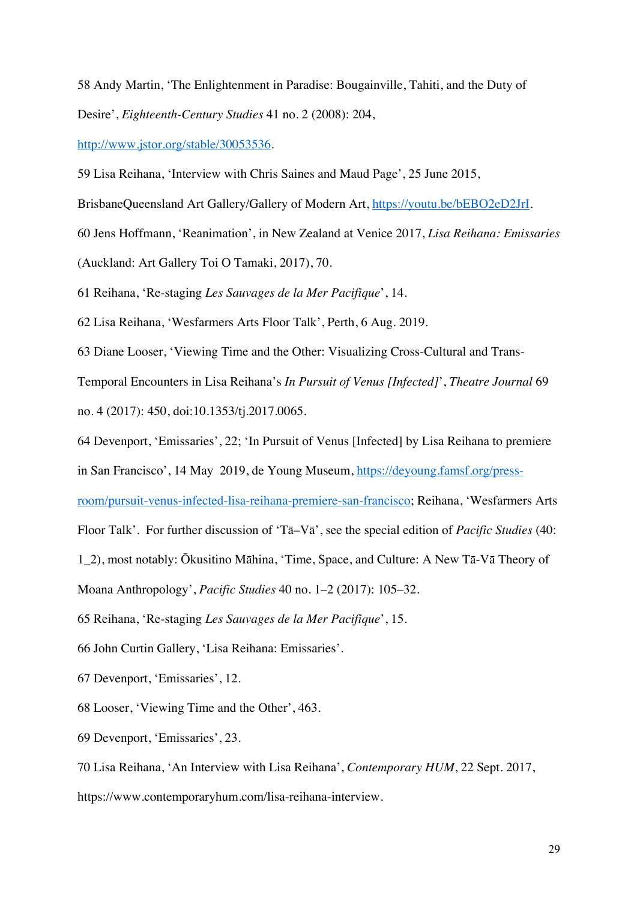58 Andy Martin, 'The Enlightenment in Paradise: Bougainville, Tahiti, and the Duty of Desire', *Eighteenth-Century Studies* 41 no. 2 (2008): 204, http://www.jstor.org/stable/30053536.

59 Lisa Reihana, 'Interview with Chris Saines and Maud Page', 25 June 2015, BrisbaneQueensland Art Gallery/Gallery of Modern Art, https://youtu.be/bEBO2eD2JrI.

60 Jens Hoffmann, 'Reanimation', in New Zealand at Venice 2017, *Lisa Reihana: Emissaries* (Auckland: Art Gallery Toi O Tamaki, 2017), 70.

61 Reihana, 'Re-staging *Les Sauvages de la Mer Pacifique*', 14.

62 Lisa Reihana, 'Wesfarmers Arts Floor Talk', Perth, 6 Aug. 2019.

63 Diane Looser, 'Viewing Time and the Other: Visualizing Cross-Cultural and Trans-Temporal Encounters in Lisa Reihana's *In Pursuit of Venus [Infected]*', *Theatre Journal* 69 no. 4 (2017): 450, doi:10.1353/tj.2017.0065.

64 Devenport, 'Emissaries', 22; 'In Pursuit of Venus [Infected] by Lisa Reihana to premiere in San Francisco', 14 May 2019, de Young Museum, https://deyoung.famsf.org/press-room/pursuit-venus-infected-lisa-reihana-premiere-san-francisco; Reihana, 'Wesfarmers Arts Floor Talk'. For further discussion of 'Tā–Vā', see the special edition of *Pacific Studies* (40: 1_2), most notably: Ōkusitino Māhina, 'Time, Space, and Culture: A New Tā-Vā Theory of Moana Anthropology', *Pacific Studies* 40 no. 1–2 (2017): 105–32.

65 Reihana, 'Re-staging *Les Sauvages de la Mer Pacifique*', 15.

66 John Curtin Gallery, 'Lisa Reihana: Emissaries'.

67 Devenport, 'Emissaries', 12.

68 Looser, 'Viewing Time and the Other', 463.

69 Devenport, 'Emissaries', 23.

70 Lisa Reihana, 'An Interview with Lisa Reihana', *Contemporary HUM*, 22 Sept. 2017, https://www.contemporaryhum.com/lisa-reihana-interview.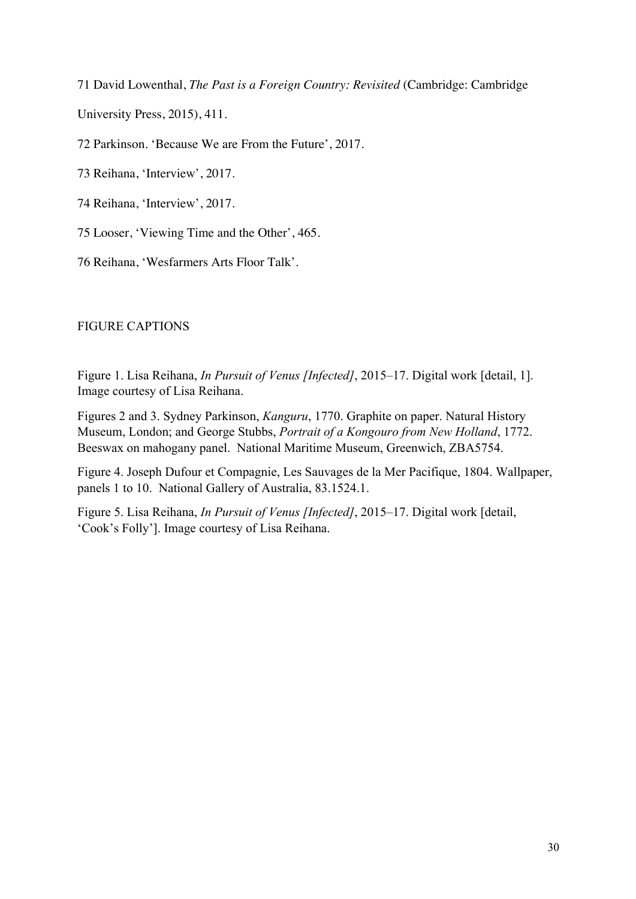71 David Lowenthal, *The Past is a Foreign Country: Revisited* (Cambridge: Cambridge University Press, 2015), 411.

72 Parkinson. 'Because We are From the Future', 2017.

73 Reihana, 'Interview', 2017.

74 Reihana, 'Interview', 2017.

75 Looser, 'Viewing Time and the Other', 465.

76 Reihana, 'Wesfarmers Arts Floor Talk'.

FIGURE CAPTIONS

Figure 1. Lisa Reihana, *In Pursuit of Venus [Infected]*, 2015–17. Digital work [detail, 1]. Image courtesy of Lisa Reihana.

Figures 2 and 3. Sydney Parkinson, *Kanguru*, 1770. Graphite on paper. Natural History Museum, London; and George Stubbs, *Portrait of a Kongouro from New Holland*, 1772. Beeswax on mahogany panel. National Maritime Museum, Greenwich, ZBA5754.

Figure 4. Joseph Dufour et Compagnie, Les Sauvages de la Mer Pacifique, 1804. Wallpaper, panels 1 to 10. National Gallery of Australia, 83.1524.1.

Figure 5. Lisa Reihana, *In Pursuit of Venus [Infected]*, 2015–17. Digital work [detail, 'Cook's Folly']. Image courtesy of Lisa Reihana.